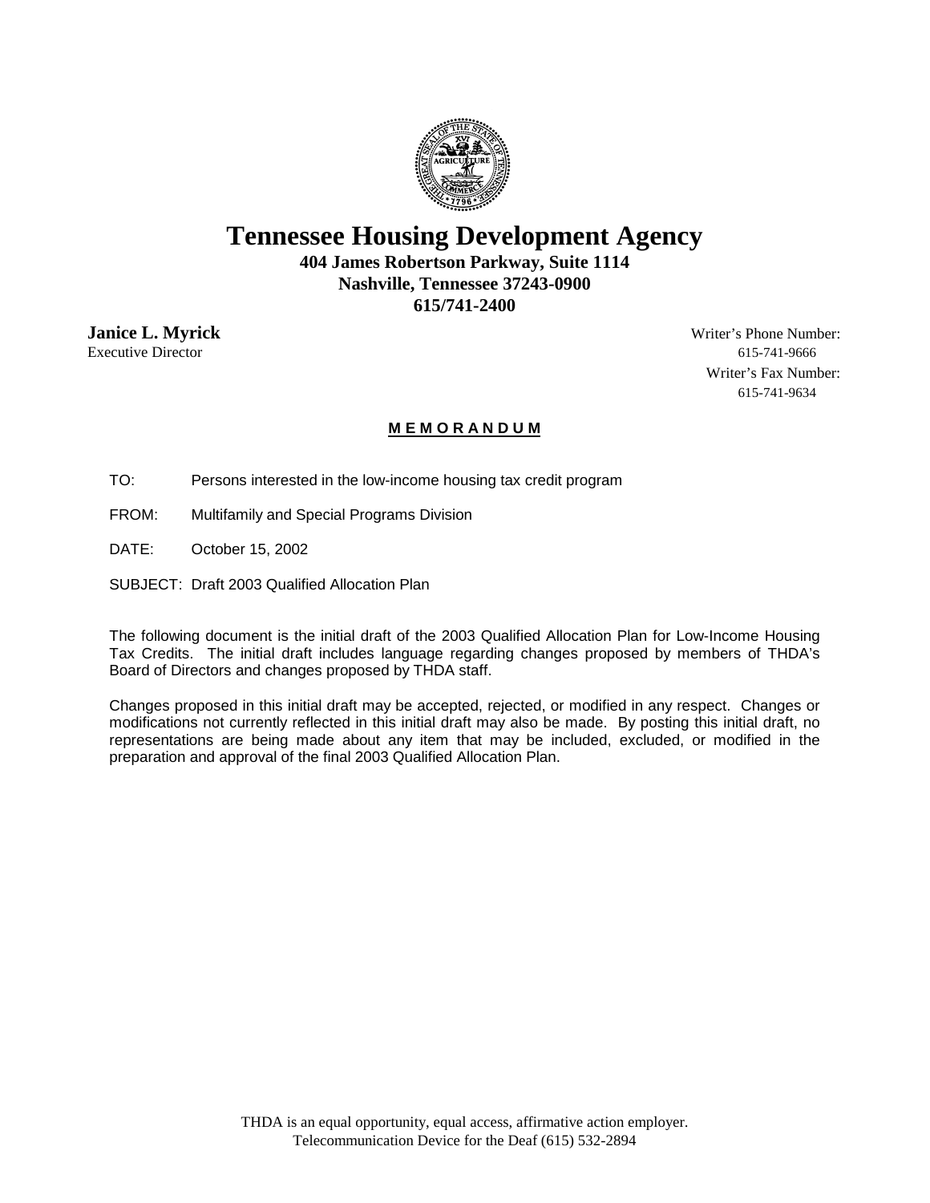# Tennessee Housing Development Agency

**404 James Robertson Parkway, Suite 1114**
**Nashville, Tennessee 37243-0900**
**615/741-2400**

**Janice L. Myrick**
Executive Director

Writer's Phone Number:
615-741-9666
Writer's Fax Number:
615-741-9634

## M E M O R A N D U M

TO: Persons interested in the low-income housing tax credit program

FROM: Multifamily and Special Programs Division

DATE: October 15, 2002

SUBJECT: Draft 2003 Qualified Allocation Plan

The following document is the initial draft of the 2003 Qualified Allocation Plan for Low-Income Housing Tax Credits. The initial draft includes language regarding changes proposed by members of THDA's Board of Directors and changes proposed by THDA staff.

Changes proposed in this initial draft may be accepted, rejected, or modified in any respect. Changes or modifications not currently reflected in this initial draft may also be made. By posting this initial draft, no representations are being made about any item that may be included, excluded, or modified in the preparation and approval of the final 2003 Qualified Allocation Plan.

THDA is an equal opportunity, equal access, affirmative action employer.
Telecommunication Device for the Deaf (615) 532-2894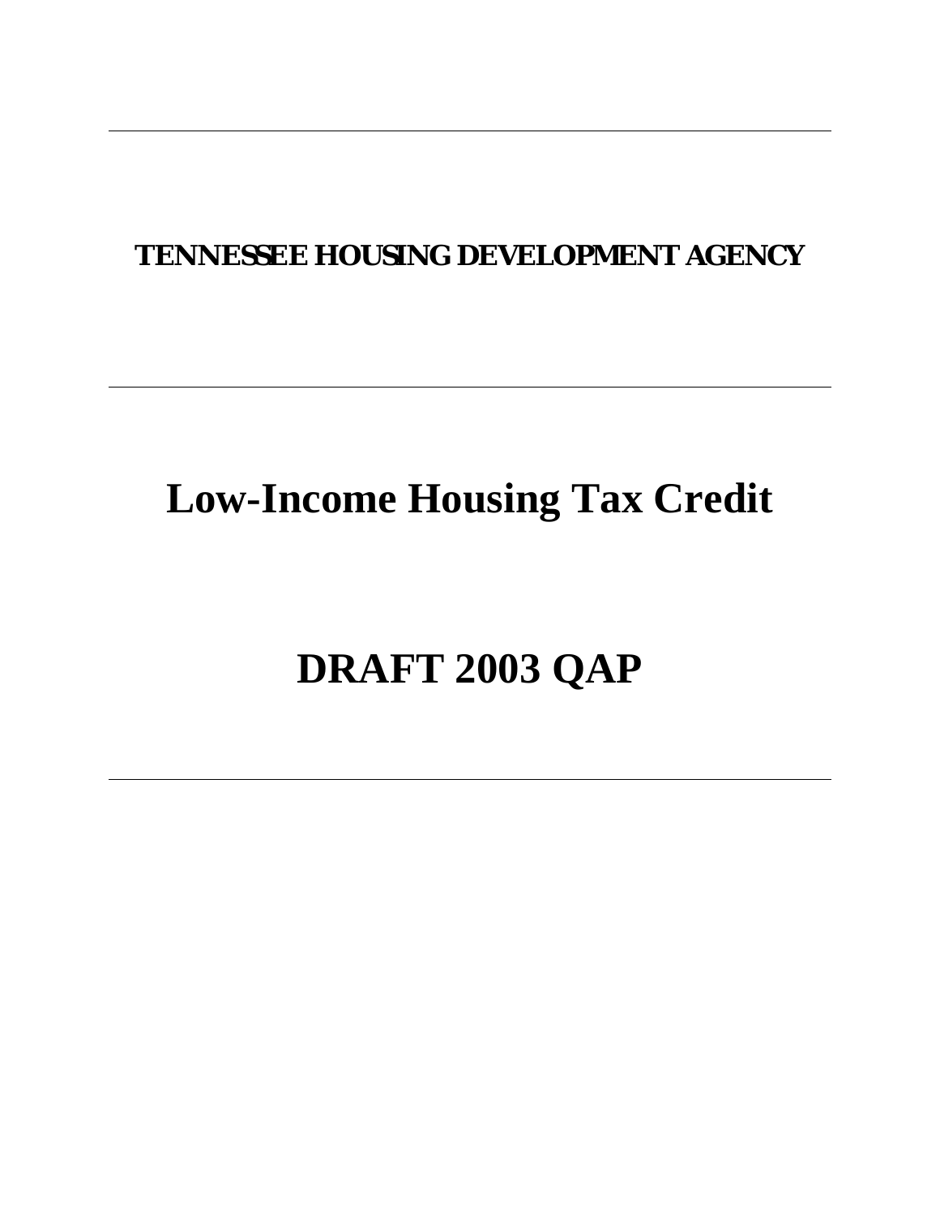**TENNESSEE HOUSING DEVELOPMENT AGENCY**

# Low-Income Housing Tax Credit

# DRAFT 2003 QAP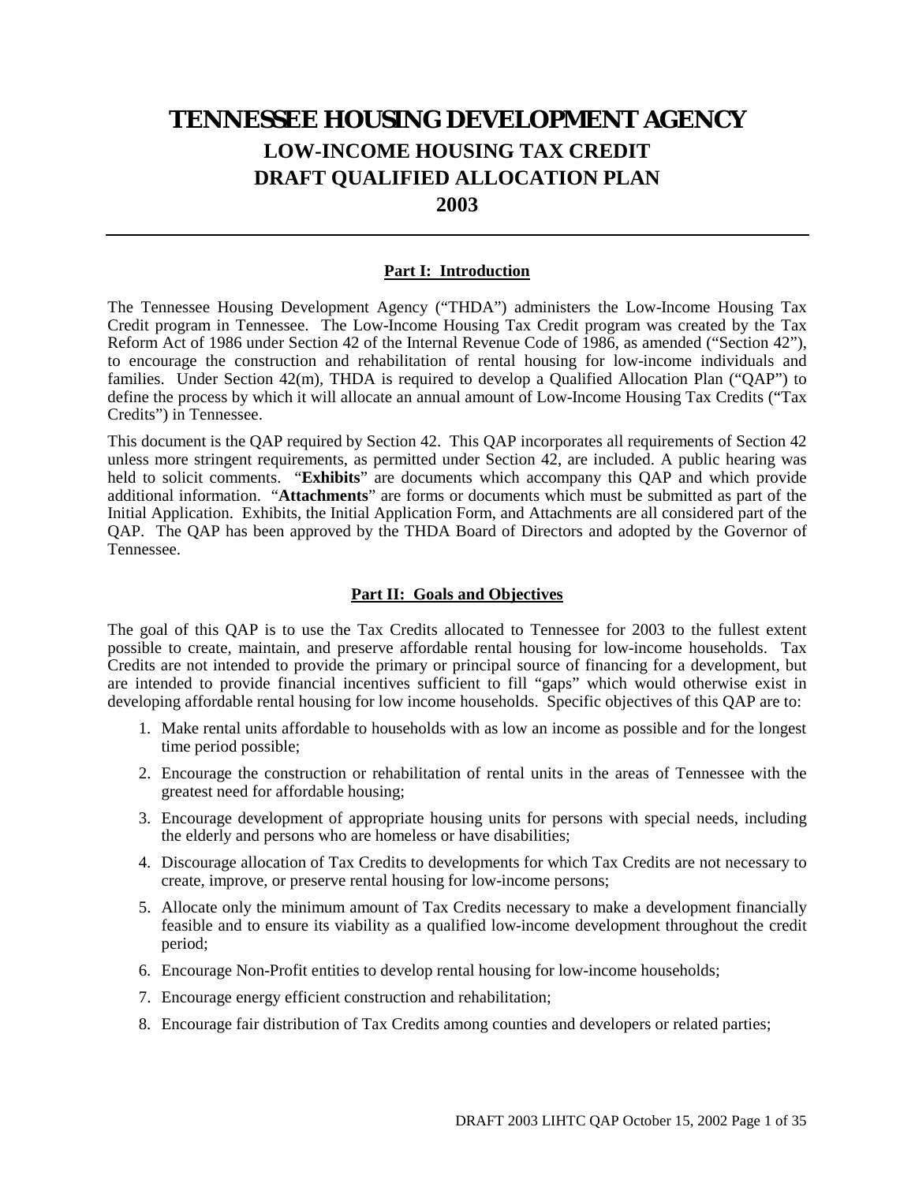# TENNESSEE HOUSING DEVELOPMENT AGENCY

## LOW-INCOME HOUSING TAX CREDIT
## DRAFT QUALIFIED ALLOCATION PLAN
## 2003

---

### Part I: Introduction

The Tennessee Housing Development Agency ("THDA") administers the Low-Income Housing Tax Credit program in Tennessee. The Low-Income Housing Tax Credit program was created by the Tax Reform Act of 1986 under Section 42 of the Internal Revenue Code of 1986, as amended ("Section 42"), to encourage the construction and rehabilitation of rental housing for low-income individuals and families. Under Section 42(m), THDA is required to develop a Qualified Allocation Plan ("QAP") to define the process by which it will allocate an annual amount of Low-Income Housing Tax Credits ("Tax Credits") in Tennessee.

This document is the QAP required by Section 42. This QAP incorporates all requirements of Section 42 unless more stringent requirements, as permitted under Section 42, are included. A public hearing was held to solicit comments. "**Exhibits**" are documents which accompany this QAP and which provide additional information. "**Attachments**" are forms or documents which must be submitted as part of the Initial Application. Exhibits, the Initial Application Form, and Attachments are all considered part of the QAP. The QAP has been approved by the THDA Board of Directors and adopted by the Governor of Tennessee.

### Part II: Goals and Objectives

The goal of this QAP is to use the Tax Credits allocated to Tennessee for 2003 to the fullest extent possible to create, maintain, and preserve affordable rental housing for low-income households. Tax Credits are not intended to provide the primary or principal source of financing for a development, but are intended to provide financial incentives sufficient to fill "gaps" which would otherwise exist in developing affordable rental housing for low income households. Specific objectives of this QAP are to:

1. Make rental units affordable to households with as low an income as possible and for the longest time period possible;
2. Encourage the construction or rehabilitation of rental units in the areas of Tennessee with the greatest need for affordable housing;
3. Encourage development of appropriate housing units for persons with special needs, including the elderly and persons who are homeless or have disabilities;
4. Discourage allocation of Tax Credits to developments for which Tax Credits are not necessary to create, improve, or preserve rental housing for low-income persons;
5. Allocate only the minimum amount of Tax Credits necessary to make a development financially feasible and to ensure its viability as a qualified low-income development throughout the credit period;
6. Encourage Non-Profit entities to develop rental housing for low-income households;
7. Encourage energy efficient construction and rehabilitation;
8. Encourage fair distribution of Tax Credits among counties and developers or related parties;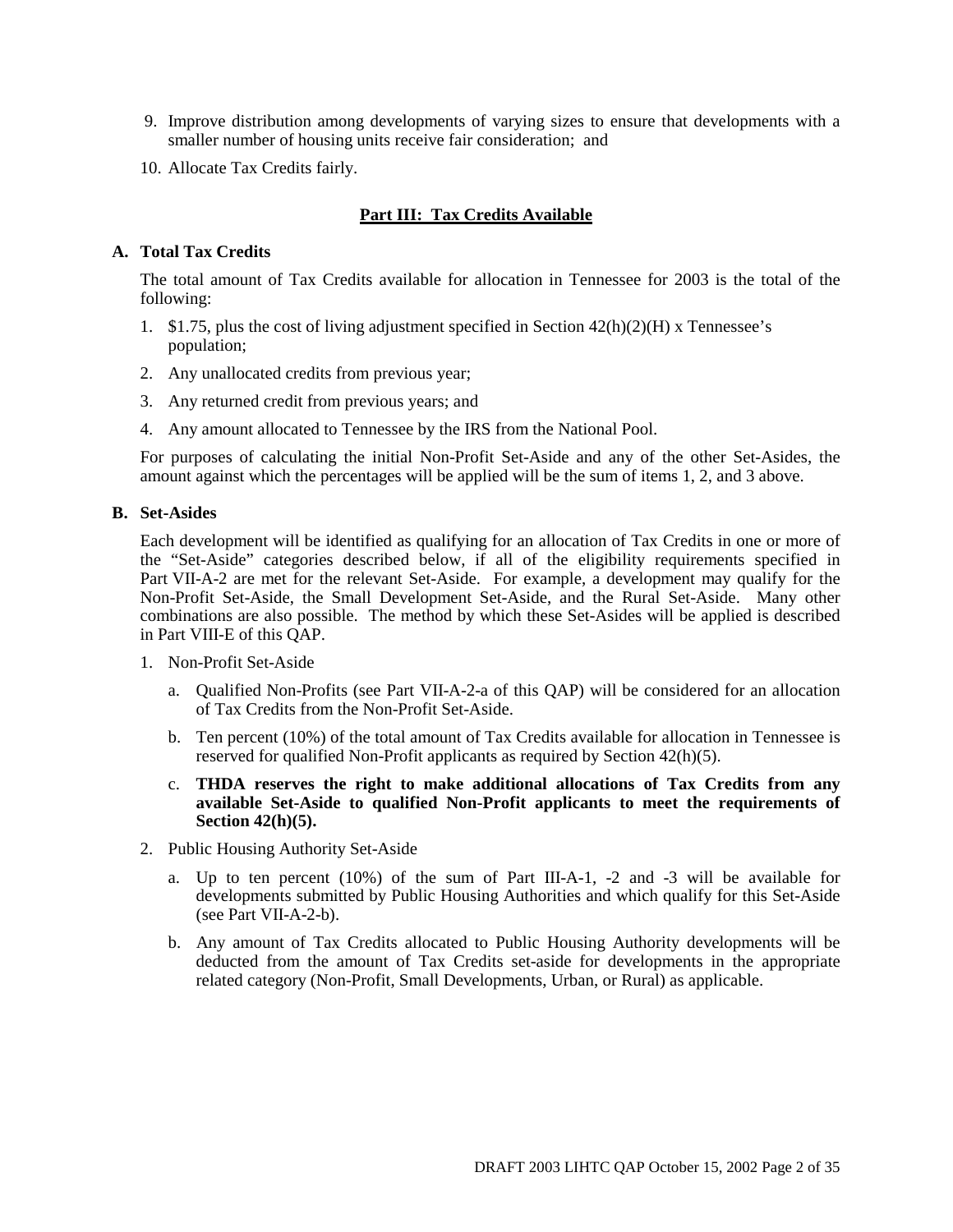9. Improve distribution among developments of varying sizes to ensure that developments with a smaller number of housing units receive fair consideration; and

10. Allocate Tax Credits fairly.

## Part III: Tax Credits Available

### A. Total Tax Credits

The total amount of Tax Credits available for allocation in Tennessee for 2003 is the total of the following:

1. $1.75, plus the cost of living adjustment specified in Section 42(h)(2)(H) x Tennessee's population;
2. Any unallocated credits from previous year;
3. Any returned credit from previous years; and
4. Any amount allocated to Tennessee by the IRS from the National Pool.

For purposes of calculating the initial Non-Profit Set-Aside and any of the other Set-Asides, the amount against which the percentages will be applied will be the sum of items 1, 2, and 3 above.

### B. Set-Asides

Each development will be identified as qualifying for an allocation of Tax Credits in one or more of the "Set-Aside" categories described below, if all of the eligibility requirements specified in Part VII-A-2 are met for the relevant Set-Aside. For example, a development may qualify for the Non-Profit Set-Aside, the Small Development Set-Aside, and the Rural Set-Aside. Many other combinations are also possible. The method by which these Set-Asides will be applied is described in Part VIII-E of this QAP.

1. Non-Profit Set-Aside

   a. Qualified Non-Profits (see Part VII-A-2-a of this QAP) will be considered for an allocation of Tax Credits from the Non-Profit Set-Aside.

   b. Ten percent (10%) of the total amount of Tax Credits available for allocation in Tennessee is reserved for qualified Non-Profit applicants as required by Section 42(h)(5).

   c. **THDA reserves the right to make additional allocations of Tax Credits from any available Set-Aside to qualified Non-Profit applicants to meet the requirements of Section 42(h)(5).**

2. Public Housing Authority Set-Aside

   a. Up to ten percent (10%) of the sum of Part III-A-1, -2 and -3 will be available for developments submitted by Public Housing Authorities and which qualify for this Set-Aside (see Part VII-A-2-b).

   b. Any amount of Tax Credits allocated to Public Housing Authority developments will be deducted from the amount of Tax Credits set-aside for developments in the appropriate related category (Non-Profit, Small Developments, Urban, or Rural) as applicable.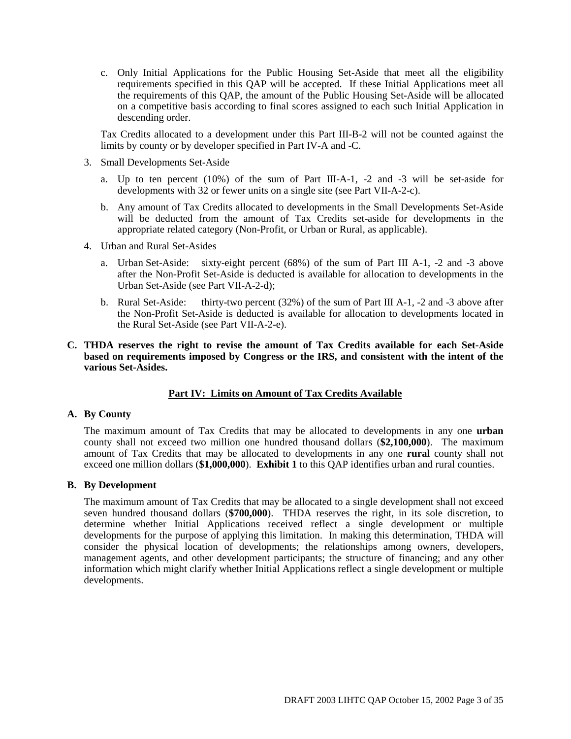c. Only Initial Applications for the Public Housing Set-Aside that meet all the eligibility requirements specified in this QAP will be accepted. If these Initial Applications meet all the requirements of this QAP, the amount of the Public Housing Set-Aside will be allocated on a competitive basis according to final scores assigned to each such Initial Application in descending order.

Tax Credits allocated to a development under this Part III-B-2 will not be counted against the limits by county or by developer specified in Part IV-A and -C.

3. Small Developments Set-Aside

   a. Up to ten percent (10%) of the sum of Part III-A-1, -2 and -3 will be set-aside for developments with 32 or fewer units on a single site (see Part VII-A-2-c).

   b. Any amount of Tax Credits allocated to developments in the Small Developments Set-Aside will be deducted from the amount of Tax Credits set-aside for developments in the appropriate related category (Non-Profit, or Urban or Rural, as applicable).

4. Urban and Rural Set-Asides

   a. Urban Set-Aside: sixty-eight percent (68%) of the sum of Part III A-1, -2 and -3 above after the Non-Profit Set-Aside is deducted is available for allocation to developments in the Urban Set-Aside (see Part VII-A-2-d);

   b. Rural Set-Aside: thirty-two percent (32%) of the sum of Part III A-1, -2 and -3 above after the Non-Profit Set-Aside is deducted is available for allocation to developments located in the Rural Set-Aside (see Part VII-A-2-e).

**C. THDA reserves the right to revise the amount of Tax Credits available for each Set-Aside based on requirements imposed by Congress or the IRS, and consistent with the intent of the various Set-Asides.**

## Part IV: Limits on Amount of Tax Credits Available

**A. By County**

The maximum amount of Tax Credits that may be allocated to developments in any one **urban** county shall not exceed two million one hundred thousand dollars (**$2,100,000**). The maximum amount of Tax Credits that may be allocated to developments in any one **rural** county shall not exceed one million dollars (**$1,000,000**). **Exhibit 1** to this QAP identifies urban and rural counties.

**B. By Development**

The maximum amount of Tax Credits that may be allocated to a single development shall not exceed seven hundred thousand dollars (**$700,000**). THDA reserves the right, in its sole discretion, to determine whether Initial Applications received reflect a single development or multiple developments for the purpose of applying this limitation. In making this determination, THDA will consider the physical location of developments; the relationships among owners, developers, management agents, and other development participants; the structure of financing; and any other information which might clarify whether Initial Applications reflect a single development or multiple developments.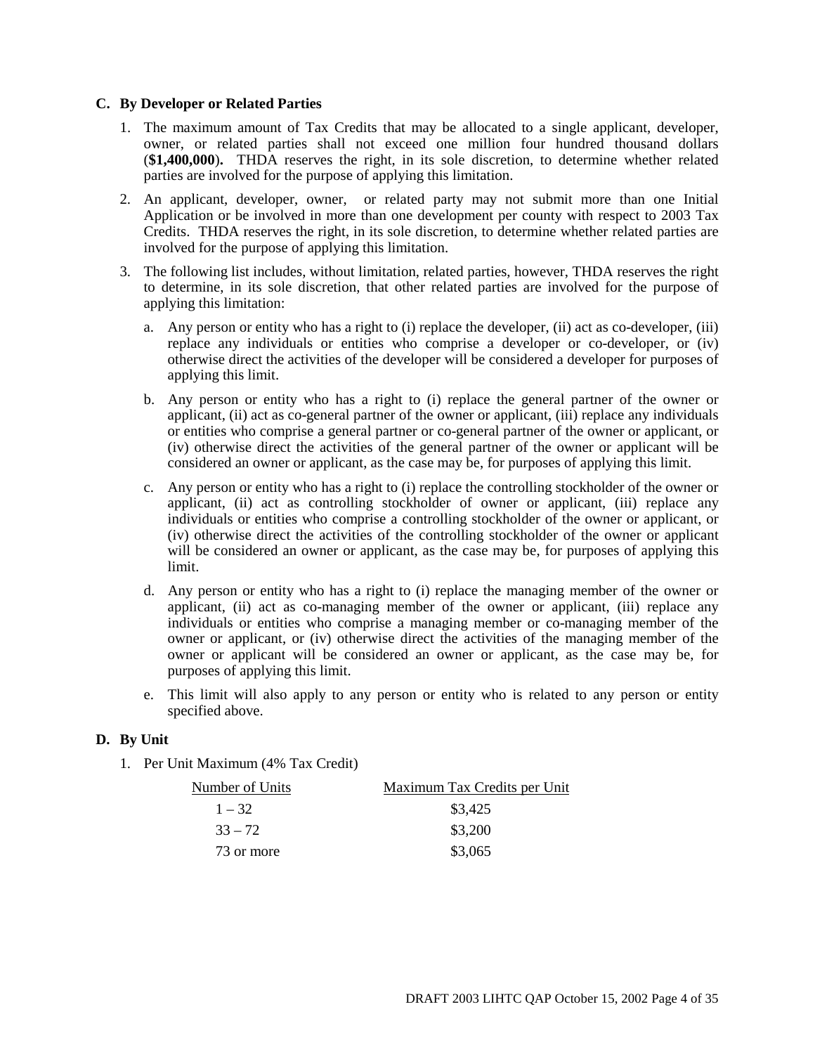## C. By Developer or Related Parties

1. The maximum amount of Tax Credits that may be allocated to a single applicant, developer, owner, or related parties shall not exceed one million four hundred thousand dollars (**$1,400,000**). THDA reserves the right, in its sole discretion, to determine whether related parties are involved for the purpose of applying this limitation.

2. An applicant, developer, owner, or related party may not submit more than one Initial Application or be involved in more than one development per county with respect to 2003 Tax Credits. THDA reserves the right, in its sole discretion, to determine whether related parties are involved for the purpose of applying this limitation.

3. The following list includes, without limitation, related parties, however, THDA reserves the right to determine, in its sole discretion, that other related parties are involved for the purpose of applying this limitation:

   a. Any person or entity who has a right to (i) replace the developer, (ii) act as co-developer, (iii) replace any individuals or entities who comprise a developer or co-developer, or (iv) otherwise direct the activities of the developer will be considered a developer for purposes of applying this limit.

   b. Any person or entity who has a right to (i) replace the general partner of the owner or applicant, (ii) act as co-general partner of the owner or applicant, (iii) replace any individuals or entities who comprise a general partner or co-general partner of the owner or applicant, or (iv) otherwise direct the activities of the general partner of the owner or applicant will be considered an owner or applicant, as the case may be, for purposes of applying this limit.

   c. Any person or entity who has a right to (i) replace the controlling stockholder of the owner or applicant, (ii) act as controlling stockholder of owner or applicant, (iii) replace any individuals or entities who comprise a controlling stockholder of the owner or applicant, or (iv) otherwise direct the activities of the controlling stockholder of the owner or applicant will be considered an owner or applicant, as the case may be, for purposes of applying this limit.

   d. Any person or entity who has a right to (i) replace the managing member of the owner or applicant, (ii) act as co-managing member of the owner or applicant, (iii) replace any individuals or entities who comprise a managing member or co-managing member of the owner or applicant, or (iv) otherwise direct the activities of the managing member of the owner or applicant will be considered an owner or applicant, as the case may be, for purposes of applying this limit.

   e. This limit will also apply to any person or entity who is related to any person or entity specified above.

## D. By Unit

1. Per Unit Maximum (4% Tax Credit)

| Number of Units | Maximum Tax Credits per Unit |
|---|---|
| 1 – 32 | $3,425 |
| 33 – 72 | $3,200 |
| 73 or more | $3,065 |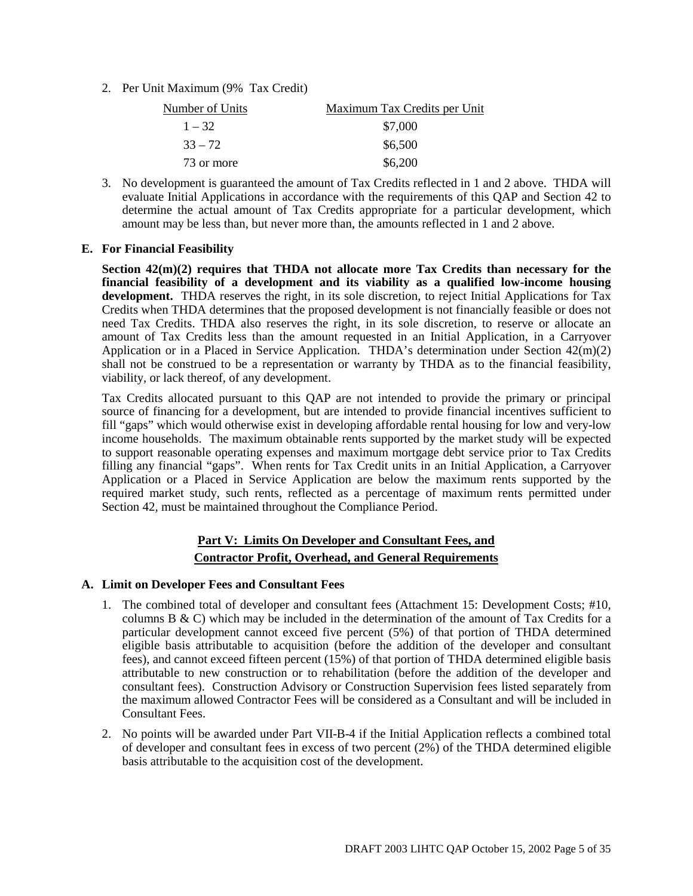2. Per Unit Maximum (9% Tax Credit)

| Number of Units | Maximum Tax Credits per Unit |
|---|---|
| 1 – 32 | $7,000 |
| 33 – 72 | $6,500 |
| 73 or more | $6,200 |

3. No development is guaranteed the amount of Tax Credits reflected in 1 and 2 above. THDA will evaluate Initial Applications in accordance with the requirements of this QAP and Section 42 to determine the actual amount of Tax Credits appropriate for a particular development, which amount may be less than, but never more than, the amounts reflected in 1 and 2 above.

**E. For Financial Feasibility**

**Section 42(m)(2) requires that THDA not allocate more Tax Credits than necessary for the financial feasibility of a development and its viability as a qualified low-income housing development.** THDA reserves the right, in its sole discretion, to reject Initial Applications for Tax Credits when THDA determines that the proposed development is not financially feasible or does not need Tax Credits. THDA also reserves the right, in its sole discretion, to reserve or allocate an amount of Tax Credits less than the amount requested in an Initial Application, in a Carryover Application or in a Placed in Service Application. THDA's determination under Section 42(m)(2) shall not be construed to be a representation or warranty by THDA as to the financial feasibility, viability, or lack thereof, of any development.

Tax Credits allocated pursuant to this QAP are not intended to provide the primary or principal source of financing for a development, but are intended to provide financial incentives sufficient to fill "gaps" which would otherwise exist in developing affordable rental housing for low and very-low income households. The maximum obtainable rents supported by the market study will be expected to support reasonable operating expenses and maximum mortgage debt service prior to Tax Credits filling any financial "gaps". When rents for Tax Credit units in an Initial Application, a Carryover Application or a Placed in Service Application are below the maximum rents supported by the required market study, such rents, reflected as a percentage of maximum rents permitted under Section 42, must be maintained throughout the Compliance Period.

## Part V: Limits On Developer and Consultant Fees, and Contractor Profit, Overhead, and General Requirements

**A. Limit on Developer Fees and Consultant Fees**

1. The combined total of developer and consultant fees (Attachment 15: Development Costs; #10, columns B & C) which may be included in the determination of the amount of Tax Credits for a particular development cannot exceed five percent (5%) of that portion of THDA determined eligible basis attributable to acquisition (before the addition of the developer and consultant fees), and cannot exceed fifteen percent (15%) of that portion of THDA determined eligible basis attributable to new construction or to rehabilitation (before the addition of the developer and consultant fees). Construction Advisory or Construction Supervision fees listed separately from the maximum allowed Contractor Fees will be considered as a Consultant and will be included in Consultant Fees.

2. No points will be awarded under Part VII-B-4 if the Initial Application reflects a combined total of developer and consultant fees in excess of two percent (2%) of the THDA determined eligible basis attributable to the acquisition cost of the development.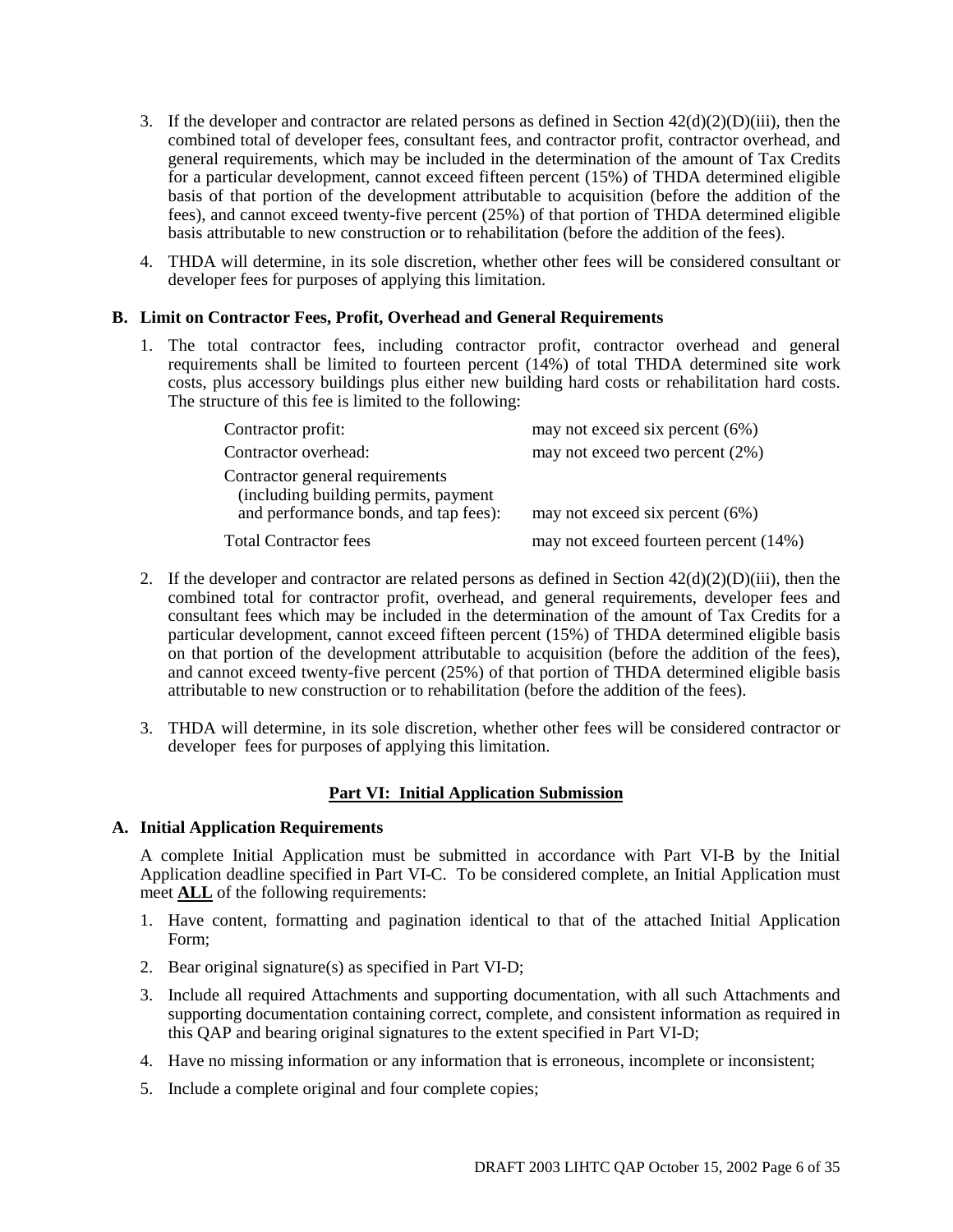3. If the developer and contractor are related persons as defined in Section 42(d)(2)(D)(iii), then the combined total of developer fees, consultant fees, and contractor profit, contractor overhead, and general requirements, which may be included in the determination of the amount of Tax Credits for a particular development, cannot exceed fifteen percent (15%) of THDA determined eligible basis of that portion of the development attributable to acquisition (before the addition of the fees), and cannot exceed twenty-five percent (25%) of that portion of THDA determined eligible basis attributable to new construction or to rehabilitation (before the addition of the fees).

4. THDA will determine, in its sole discretion, whether other fees will be considered consultant or developer fees for purposes of applying this limitation.

### B. Limit on Contractor Fees, Profit, Overhead and General Requirements

1. The total contractor fees, including contractor profit, contractor overhead and general requirements shall be limited to fourteen percent (14%) of total THDA determined site work costs, plus accessory buildings plus either new building hard costs or rehabilitation hard costs. The structure of this fee is limited to the following:

| | |
|---|---|
| Contractor profit: | may not exceed six percent (6%) |
| Contractor overhead: | may not exceed two percent (2%) |
| Contractor general requirements (including building permits, payment and performance bonds, and tap fees): | may not exceed six percent (6%) |
| Total Contractor fees | may not exceed fourteen percent (14%) |

2. If the developer and contractor are related persons as defined in Section 42(d)(2)(D)(iii), then the combined total for contractor profit, overhead, and general requirements, developer fees and consultant fees which may be included in the determination of the amount of Tax Credits for a particular development, cannot exceed fifteen percent (15%) of THDA determined eligible basis on that portion of the development attributable to acquisition (before the addition of the fees), and cannot exceed twenty-five percent (25%) of that portion of THDA determined eligible basis attributable to new construction or to rehabilitation (before the addition of the fees).

3. THDA will determine, in its sole discretion, whether other fees will be considered contractor or developer fees for purposes of applying this limitation.

## Part VI: Initial Application Submission

### A. Initial Application Requirements

A complete Initial Application must be submitted in accordance with Part VI-B by the Initial Application deadline specified in Part VI-C. To be considered complete, an Initial Application must meet **ALL** of the following requirements:

1. Have content, formatting and pagination identical to that of the attached Initial Application Form;
2. Bear original signature(s) as specified in Part VI-D;
3. Include all required Attachments and supporting documentation, with all such Attachments and supporting documentation containing correct, complete, and consistent information as required in this QAP and bearing original signatures to the extent specified in Part VI-D;
4. Have no missing information or any information that is erroneous, incomplete or inconsistent;
5. Include a complete original and four complete copies;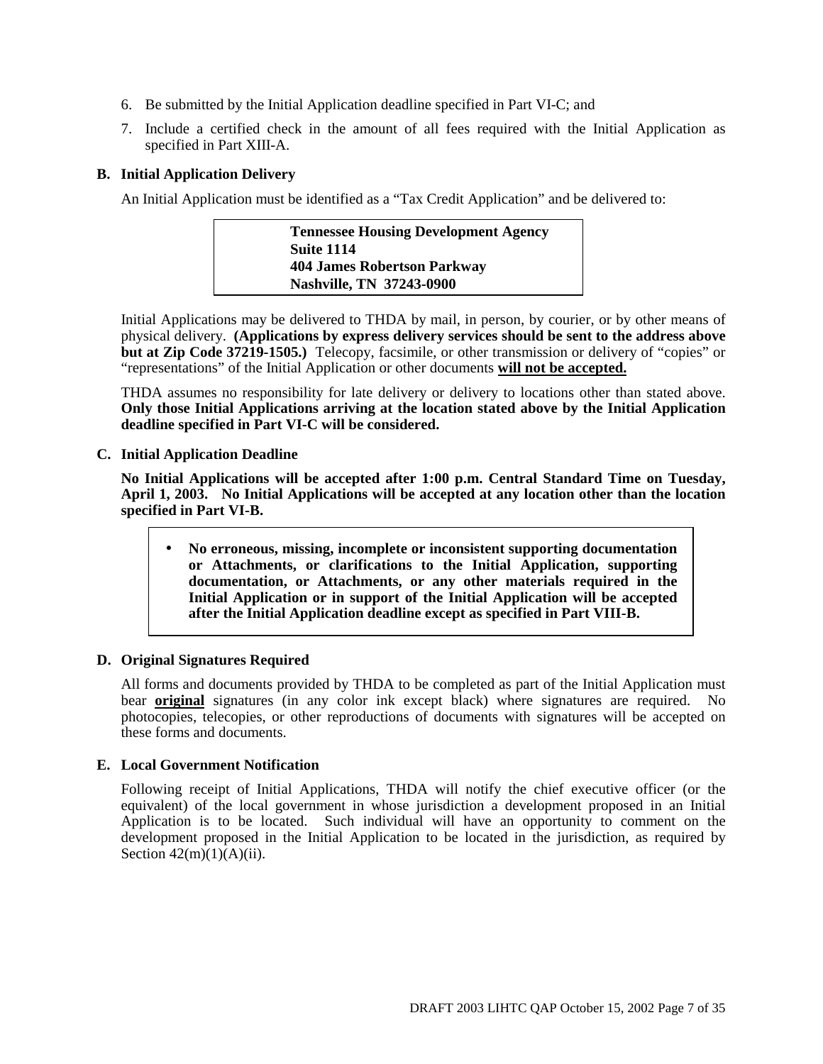6. Be submitted by the Initial Application deadline specified in Part VI-C; and

7. Include a certified check in the amount of all fees required with the Initial Application as specified in Part XIII-A.

**B. Initial Application Delivery**

An Initial Application must be identified as a "Tax Credit Application" and be delivered to:

> **Tennessee Housing Development Agency**
> **Suite 1114**
> **404 James Robertson Parkway**
> **Nashville, TN 37243-0900**

Initial Applications may be delivered to THDA by mail, in person, by courier, or by other means of physical delivery. **(Applications by express delivery services should be sent to the address above but at Zip Code 37219-1505.)** Telecopy, facsimile, or other transmission or delivery of "copies" or "representations" of the Initial Application or other documents **will not be accepted.**

THDA assumes no responsibility for late delivery or delivery to locations other than stated above. **Only those Initial Applications arriving at the location stated above by the Initial Application deadline specified in Part VI-C will be considered.**

**C. Initial Application Deadline**

**No Initial Applications will be accepted after 1:00 p.m. Central Standard Time on Tuesday, April 1, 2003. No Initial Applications will be accepted at any location other than the location specified in Part VI-B.**

- **No erroneous, missing, incomplete or inconsistent supporting documentation or Attachments, or clarifications to the Initial Application, supporting documentation, or Attachments, or any other materials required in the Initial Application or in support of the Initial Application will be accepted after the Initial Application deadline except as specified in Part VIII-B.**

**D. Original Signatures Required**

All forms and documents provided by THDA to be completed as part of the Initial Application must bear **original** signatures (in any color ink except black) where signatures are required. No photocopies, telecopies, or other reproductions of documents with signatures will be accepted on these forms and documents.

**E. Local Government Notification**

Following receipt of Initial Applications, THDA will notify the chief executive officer (or the equivalent) of the local government in whose jurisdiction a development proposed in an Initial Application is to be located. Such individual will have an opportunity to comment on the development proposed in the Initial Application to be located in the jurisdiction, as required by Section 42(m)(1)(A)(ii).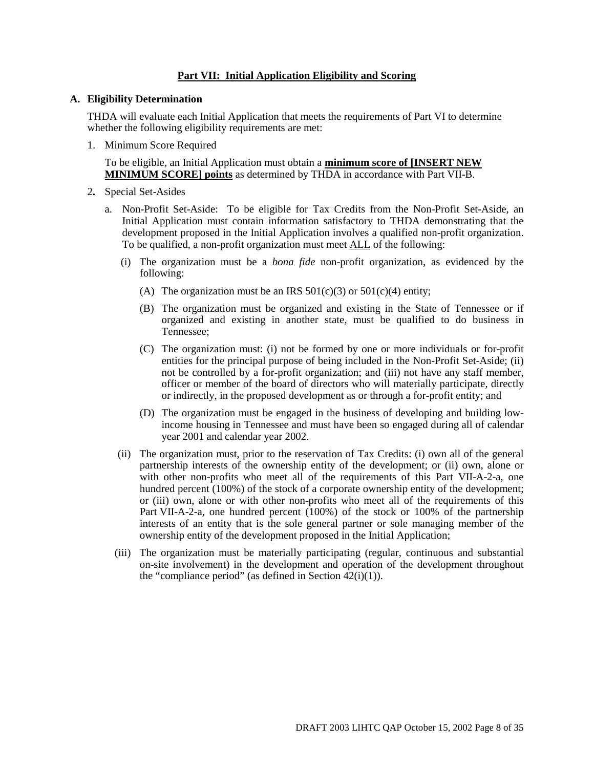## Part VII: Initial Application Eligibility and Scoring

### A. Eligibility Determination

THDA will evaluate each Initial Application that meets the requirements of Part VI to determine whether the following eligibility requirements are met:

1. Minimum Score Required

   To be eligible, an Initial Application must obtain a **minimum score of [INSERT NEW MINIMUM SCORE] points** as determined by THDA in accordance with Part VII-B.

2. Special Set-Asides

   a. Non-Profit Set-Aside: To be eligible for Tax Credits from the Non-Profit Set-Aside, an Initial Application must contain information satisfactory to THDA demonstrating that the development proposed in the Initial Application involves a qualified non-profit organization. To be qualified, a non-profit organization must meet ALL of the following:

      (i) The organization must be a *bona fide* non-profit organization, as evidenced by the following:

         (A) The organization must be an IRS 501(c)(3) or 501(c)(4) entity;

         (B) The organization must be organized and existing in the State of Tennessee or if organized and existing in another state, must be qualified to do business in Tennessee;

         (C) The organization must: (i) not be formed by one or more individuals or for-profit entities for the principal purpose of being included in the Non-Profit Set-Aside; (ii) not be controlled by a for-profit organization; and (iii) not have any staff member, officer or member of the board of directors who will materially participate, directly or indirectly, in the proposed development as or through a for-profit entity; and

         (D) The organization must be engaged in the business of developing and building low-income housing in Tennessee and must have been so engaged during all of calendar year 2001 and calendar year 2002.

      (ii) The organization must, prior to the reservation of Tax Credits: (i) own all of the general partnership interests of the ownership entity of the development; or (ii) own, alone or with other non-profits who meet all of the requirements of this Part VII-A-2-a, one hundred percent (100%) of the stock of a corporate ownership entity of the development; or (iii) own, alone or with other non-profits who meet all of the requirements of this Part VII-A-2-a, one hundred percent (100%) of the stock or 100% of the partnership interests of an entity that is the sole general partner or sole managing member of the ownership entity of the development proposed in the Initial Application;

      (iii) The organization must be materially participating (regular, continuous and substantial on-site involvement) in the development and operation of the development throughout the "compliance period" (as defined in Section 42(i)(1)).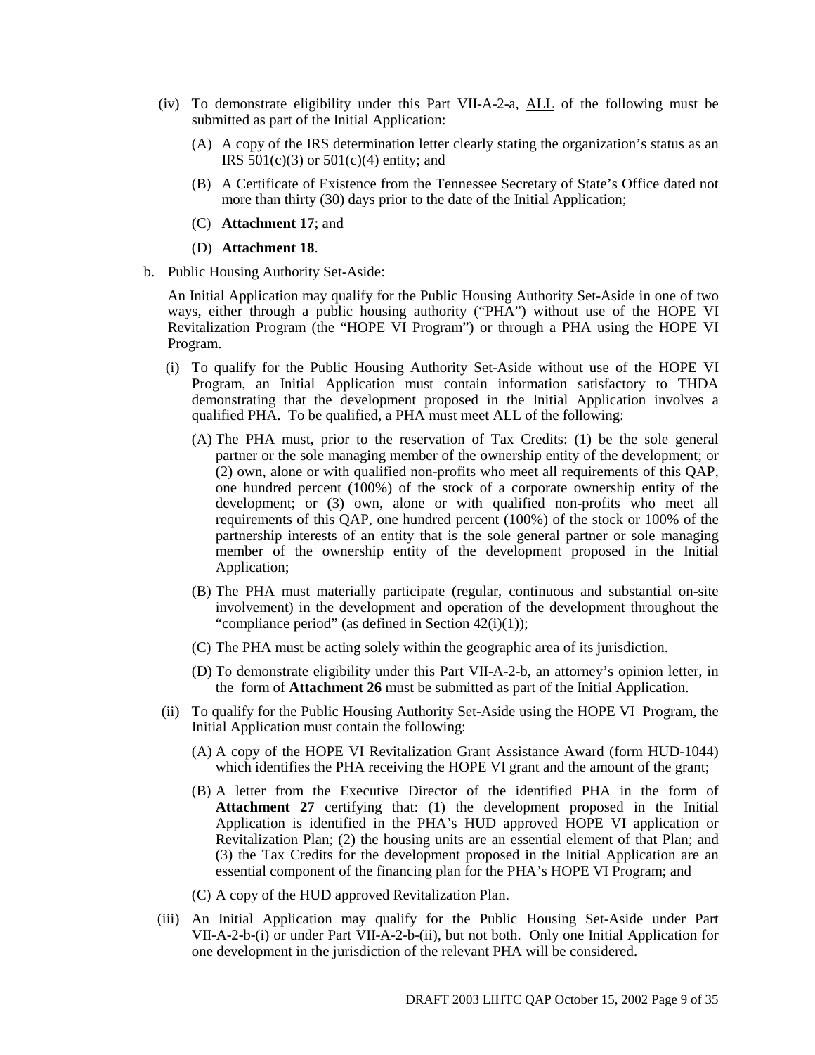(iv) To demonstrate eligibility under this Part VII-A-2-a, <u>ALL</u> of the following must be submitted as part of the Initial Application:

   (A) A copy of the IRS determination letter clearly stating the organization's status as an IRS 501(c)(3) or 501(c)(4) entity; and

   (B) A Certificate of Existence from the Tennessee Secretary of State's Office dated not more than thirty (30) days prior to the date of the Initial Application;

   (C) **Attachment 17**; and

   (D) **Attachment 18**.

b. Public Housing Authority Set-Aside:

   An Initial Application may qualify for the Public Housing Authority Set-Aside in one of two ways, either through a public housing authority ("PHA") without use of the HOPE VI Revitalization Program (the "HOPE VI Program") or through a PHA using the HOPE VI Program.

   (i) To qualify for the Public Housing Authority Set-Aside without use of the HOPE VI Program, an Initial Application must contain information satisfactory to THDA demonstrating that the development proposed in the Initial Application involves a qualified PHA. To be qualified, a PHA must meet ALL of the following:

   (A) The PHA must, prior to the reservation of Tax Credits: (1) be the sole general partner or the sole managing member of the ownership entity of the development; or (2) own, alone or with qualified non-profits who meet all requirements of this QAP, one hundred percent (100%) of the stock of a corporate ownership entity of the development; or (3) own, alone or with qualified non-profits who meet all requirements of this QAP, one hundred percent (100%) of the stock or 100% of the partnership interests of an entity that is the sole general partner or sole managing member of the ownership entity of the development proposed in the Initial Application;

   (B) The PHA must materially participate (regular, continuous and substantial on-site involvement) in the development and operation of the development throughout the "compliance period" (as defined in Section 42(i)(1));

   (C) The PHA must be acting solely within the geographic area of its jurisdiction.

   (D) To demonstrate eligibility under this Part VII-A-2-b, an attorney's opinion letter, in the form of **Attachment 26** must be submitted as part of the Initial Application.

   (ii) To qualify for the Public Housing Authority Set-Aside using the HOPE VI Program, the Initial Application must contain the following:

   (A) A copy of the HOPE VI Revitalization Grant Assistance Award (form HUD-1044) which identifies the PHA receiving the HOPE VI grant and the amount of the grant;

   (B) A letter from the Executive Director of the identified PHA in the form of **Attachment 27** certifying that: (1) the development proposed in the Initial Application is identified in the PHA's HUD approved HOPE VI application or Revitalization Plan; (2) the housing units are an essential element of that Plan; and (3) the Tax Credits for the development proposed in the Initial Application are an essential component of the financing plan for the PHA's HOPE VI Program; and

   (C) A copy of the HUD approved Revitalization Plan.

   (iii) An Initial Application may qualify for the Public Housing Set-Aside under Part VII-A-2-b-(i) or under Part VII-A-2-b-(ii), but not both. Only one Initial Application for one development in the jurisdiction of the relevant PHA will be considered.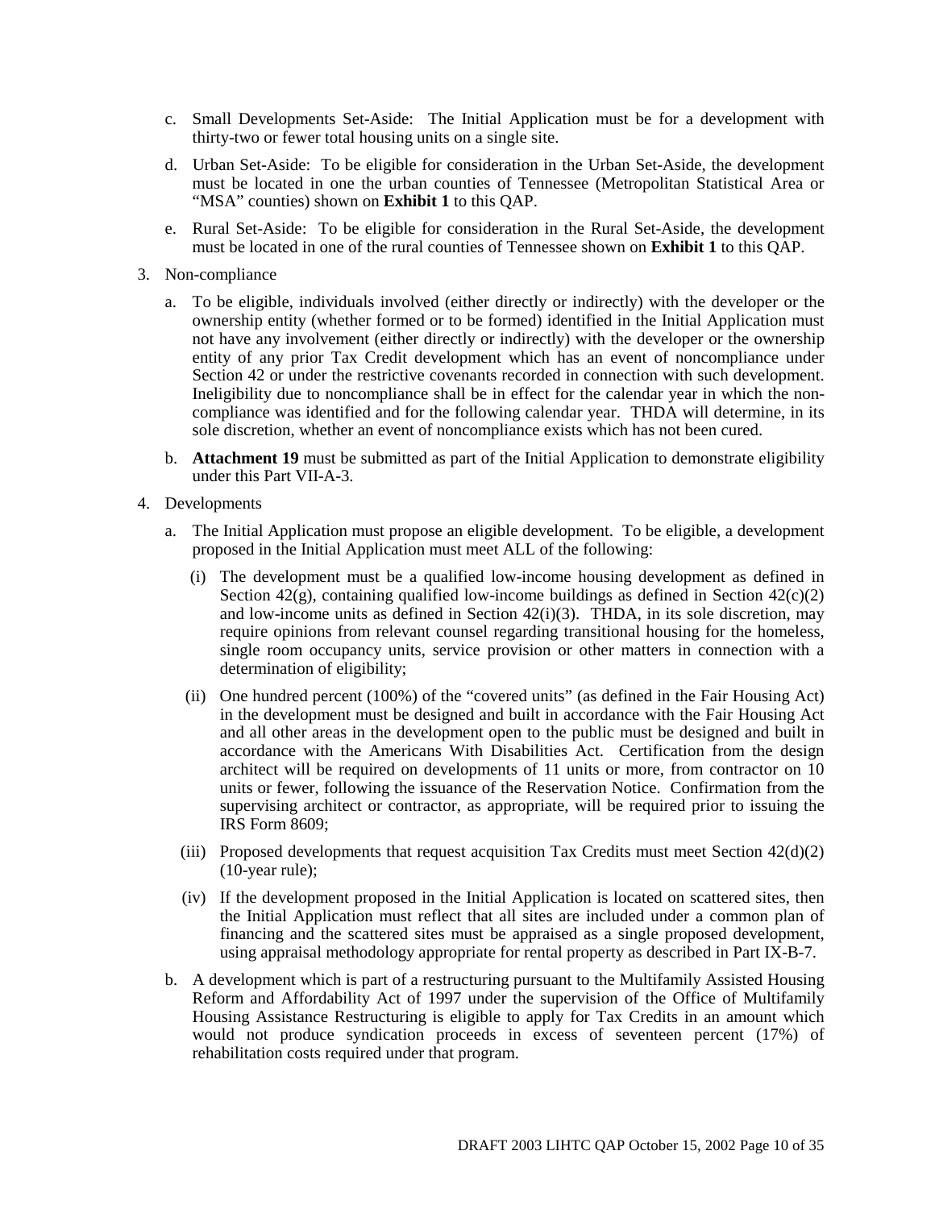c. Small Developments Set-Aside: The Initial Application must be for a development with thirty-two or fewer total housing units on a single site.

d. Urban Set-Aside: To be eligible for consideration in the Urban Set-Aside, the development must be located in one the urban counties of Tennessee (Metropolitan Statistical Area or "MSA" counties) shown on **Exhibit 1** to this QAP.

e. Rural Set-Aside: To be eligible for consideration in the Rural Set-Aside, the development must be located in one of the rural counties of Tennessee shown on **Exhibit 1** to this QAP.

3. Non-compliance

   a. To be eligible, individuals involved (either directly or indirectly) with the developer or the ownership entity (whether formed or to be formed) identified in the Initial Application must not have any involvement (either directly or indirectly) with the developer or the ownership entity of any prior Tax Credit development which has an event of noncompliance under Section 42 or under the restrictive covenants recorded in connection with such development. Ineligibility due to noncompliance shall be in effect for the calendar year in which the non-compliance was identified and for the following calendar year. THDA will determine, in its sole discretion, whether an event of noncompliance exists which has not been cured.

   b. **Attachment 19** must be submitted as part of the Initial Application to demonstrate eligibility under this Part VII-A-3.

4. Developments

   a. The Initial Application must propose an eligible development. To be eligible, a development proposed in the Initial Application must meet ALL of the following:

      (i) The development must be a qualified low-income housing development as defined in Section 42(g), containing qualified low-income buildings as defined in Section 42(c)(2) and low-income units as defined in Section 42(i)(3). THDA, in its sole discretion, may require opinions from relevant counsel regarding transitional housing for the homeless, single room occupancy units, service provision or other matters in connection with a determination of eligibility;

      (ii) One hundred percent (100%) of the "covered units" (as defined in the Fair Housing Act) in the development must be designed and built in accordance with the Fair Housing Act and all other areas in the development open to the public must be designed and built in accordance with the Americans With Disabilities Act. Certification from the design architect will be required on developments of 11 units or more, from contractor on 10 units or fewer, following the issuance of the Reservation Notice. Confirmation from the supervising architect or contractor, as appropriate, will be required prior to issuing the IRS Form 8609;

      (iii) Proposed developments that request acquisition Tax Credits must meet Section 42(d)(2) (10-year rule);

      (iv) If the development proposed in the Initial Application is located on scattered sites, then the Initial Application must reflect that all sites are included under a common plan of financing and the scattered sites must be appraised as a single proposed development, using appraisal methodology appropriate for rental property as described in Part IX-B-7.

   b. A development which is part of a restructuring pursuant to the Multifamily Assisted Housing Reform and Affordability Act of 1997 under the supervision of the Office of Multifamily Housing Assistance Restructuring is eligible to apply for Tax Credits in an amount which would not produce syndication proceeds in excess of seventeen percent (17%) of rehabilitation costs required under that program.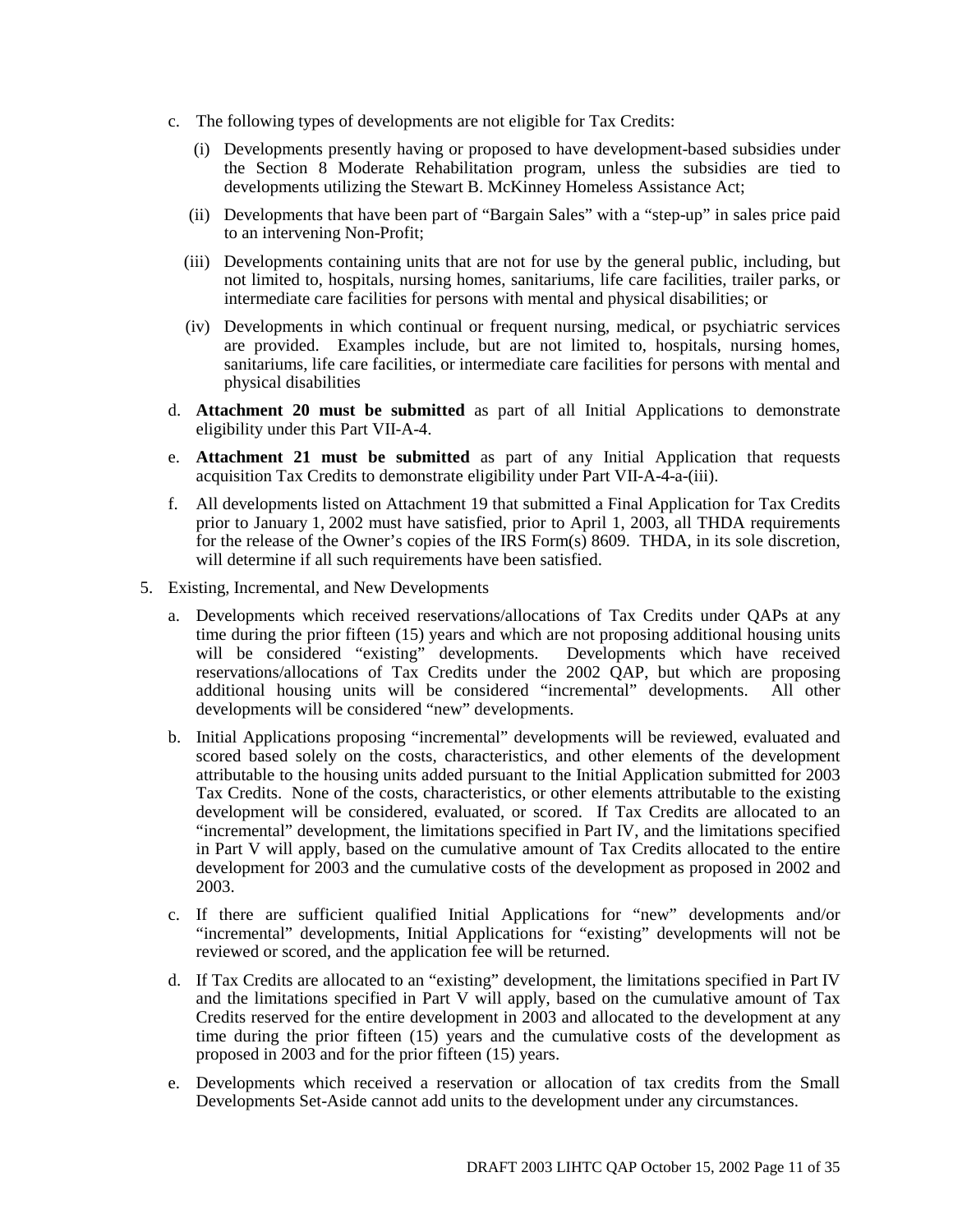c. The following types of developments are not eligible for Tax Credits:

   (i) Developments presently having or proposed to have development-based subsidies under the Section 8 Moderate Rehabilitation program, unless the subsidies are tied to developments utilizing the Stewart B. McKinney Homeless Assistance Act;

   (ii) Developments that have been part of "Bargain Sales" with a "step-up" in sales price paid to an intervening Non-Profit;

   (iii) Developments containing units that are not for use by the general public, including, but not limited to, hospitals, nursing homes, sanitariums, life care facilities, trailer parks, or intermediate care facilities for persons with mental and physical disabilities; or

   (iv) Developments in which continual or frequent nursing, medical, or psychiatric services are provided. Examples include, but are not limited to, hospitals, nursing homes, sanitariums, life care facilities, or intermediate care facilities for persons with mental and physical disabilities

d. **Attachment 20 must be submitted** as part of all Initial Applications to demonstrate eligibility under this Part VII-A-4.

e. **Attachment 21 must be submitted** as part of any Initial Application that requests acquisition Tax Credits to demonstrate eligibility under Part VII-A-4-a-(iii).

f. All developments listed on Attachment 19 that submitted a Final Application for Tax Credits prior to January 1, 2002 must have satisfied, prior to April 1, 2003, all THDA requirements for the release of the Owner's copies of the IRS Form(s) 8609. THDA, in its sole discretion, will determine if all such requirements have been satisfied.

5. Existing, Incremental, and New Developments

   a. Developments which received reservations/allocations of Tax Credits under QAPs at any time during the prior fifteen (15) years and which are not proposing additional housing units will be considered "existing" developments. Developments which have received reservations/allocations of Tax Credits under the 2002 QAP, but which are proposing additional housing units will be considered "incremental" developments. All other developments will be considered "new" developments.

   b. Initial Applications proposing "incremental" developments will be reviewed, evaluated and scored based solely on the costs, characteristics, and other elements of the development attributable to the housing units added pursuant to the Initial Application submitted for 2003 Tax Credits. None of the costs, characteristics, or other elements attributable to the existing development will be considered, evaluated, or scored. If Tax Credits are allocated to an "incremental" development, the limitations specified in Part IV, and the limitations specified in Part V will apply, based on the cumulative amount of Tax Credits allocated to the entire development for 2003 and the cumulative costs of the development as proposed in 2002 and 2003.

   c. If there are sufficient qualified Initial Applications for "new" developments and/or "incremental" developments, Initial Applications for "existing" developments will not be reviewed or scored, and the application fee will be returned.

   d. If Tax Credits are allocated to an "existing" development, the limitations specified in Part IV and the limitations specified in Part V will apply, based on the cumulative amount of Tax Credits reserved for the entire development in 2003 and allocated to the development at any time during the prior fifteen (15) years and the cumulative costs of the development as proposed in 2003 and for the prior fifteen (15) years.

   e. Developments which received a reservation or allocation of tax credits from the Small Developments Set-Aside cannot add units to the development under any circumstances.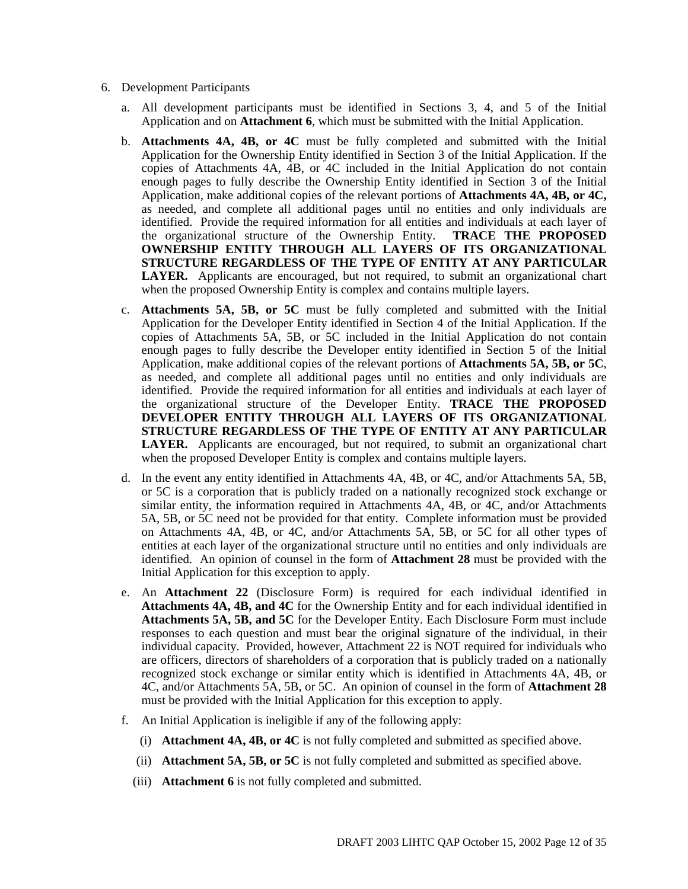6. Development Participants

   a. All development participants must be identified in Sections 3, 4, and 5 of the Initial Application and on **Attachment 6**, which must be submitted with the Initial Application.

   b. **Attachments 4A, 4B, or 4C** must be fully completed and submitted with the Initial Application for the Ownership Entity identified in Section 3 of the Initial Application. If the copies of Attachments 4A, 4B, or 4C included in the Initial Application do not contain enough pages to fully describe the Ownership Entity identified in Section 3 of the Initial Application, make additional copies of the relevant portions of **Attachments 4A, 4B, or 4C,** as needed, and complete all additional pages until no entities and only individuals are identified. Provide the required information for all entities and individuals at each layer of the organizational structure of the Ownership Entity. **TRACE THE PROPOSED OWNERSHIP ENTITY THROUGH ALL LAYERS OF ITS ORGANIZATIONAL STRUCTURE REGARDLESS OF THE TYPE OF ENTITY AT ANY PARTICULAR LAYER.** Applicants are encouraged, but not required, to submit an organizational chart when the proposed Ownership Entity is complex and contains multiple layers.

   c. **Attachments 5A, 5B, or 5C** must be fully completed and submitted with the Initial Application for the Developer Entity identified in Section 4 of the Initial Application. If the copies of Attachments 5A, 5B, or 5C included in the Initial Application do not contain enough pages to fully describe the Developer entity identified in Section 5 of the Initial Application, make additional copies of the relevant portions of **Attachments 5A, 5B, or 5C**, as needed, and complete all additional pages until no entities and only individuals are identified. Provide the required information for all entities and individuals at each layer of the organizational structure of the Developer Entity. **TRACE THE PROPOSED DEVELOPER ENTITY THROUGH ALL LAYERS OF ITS ORGANIZATIONAL STRUCTURE REGARDLESS OF THE TYPE OF ENTITY AT ANY PARTICULAR LAYER.** Applicants are encouraged, but not required, to submit an organizational chart when the proposed Developer Entity is complex and contains multiple layers.

   d. In the event any entity identified in Attachments 4A, 4B, or 4C, and/or Attachments 5A, 5B, or 5C is a corporation that is publicly traded on a nationally recognized stock exchange or similar entity, the information required in Attachments 4A, 4B, or 4C, and/or Attachments 5A, 5B, or 5C need not be provided for that entity. Complete information must be provided on Attachments 4A, 4B, or 4C, and/or Attachments 5A, 5B, or 5C for all other types of entities at each layer of the organizational structure until no entities and only individuals are identified. An opinion of counsel in the form of **Attachment 28** must be provided with the Initial Application for this exception to apply.

   e. An **Attachment 22** (Disclosure Form) is required for each individual identified in **Attachments 4A, 4B, and 4C** for the Ownership Entity and for each individual identified in **Attachments 5A, 5B, and 5C** for the Developer Entity. Each Disclosure Form must include responses to each question and must bear the original signature of the individual, in their individual capacity. Provided, however, Attachment 22 is NOT required for individuals who are officers, directors of shareholders of a corporation that is publicly traded on a nationally recognized stock exchange or similar entity which is identified in Attachments 4A, 4B, or 4C, and/or Attachments 5A, 5B, or 5C. An opinion of counsel in the form of **Attachment 28** must be provided with the Initial Application for this exception to apply.

   f. An Initial Application is ineligible if any of the following apply:

      (i) **Attachment 4A, 4B, or 4C** is not fully completed and submitted as specified above.

      (ii) **Attachment 5A, 5B, or 5C** is not fully completed and submitted as specified above.

      (iii) **Attachment 6** is not fully completed and submitted.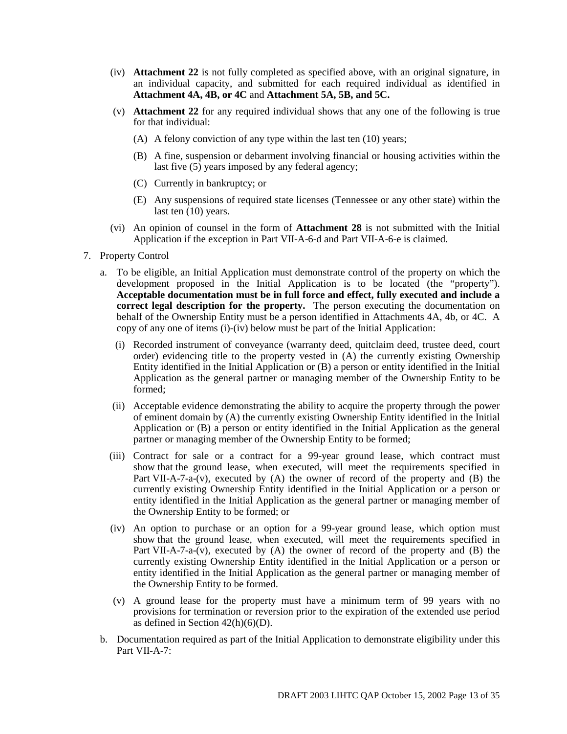(iv) **Attachment 22** is not fully completed as specified above, with an original signature, in an individual capacity, and submitted for each required individual as identified in **Attachment 4A, 4B, or 4C** and **Attachment 5A, 5B, and 5C.**

(v) **Attachment 22** for any required individual shows that any one of the following is true for that individual:

(A) A felony conviction of any type within the last ten (10) years;

(B) A fine, suspension or debarment involving financial or housing activities within the last five (5) years imposed by any federal agency;

(C) Currently in bankruptcy; or

(E) Any suspensions of required state licenses (Tennessee or any other state) within the last ten (10) years.

(vi) An opinion of counsel in the form of **Attachment 28** is not submitted with the Initial Application if the exception in Part VII-A-6-d and Part VII-A-6-e is claimed.

7. Property Control

a. To be eligible, an Initial Application must demonstrate control of the property on which the development proposed in the Initial Application is to be located (the "property"). **Acceptable documentation must be in full force and effect, fully executed and include a correct legal description for the property.** The person executing the documentation on behalf of the Ownership Entity must be a person identified in Attachments 4A, 4b, or 4C. A copy of any one of items (i)-(iv) below must be part of the Initial Application:

(i) Recorded instrument of conveyance (warranty deed, quitclaim deed, trustee deed, court order) evidencing title to the property vested in (A) the currently existing Ownership Entity identified in the Initial Application or (B) a person or entity identified in the Initial Application as the general partner or managing member of the Ownership Entity to be formed;

(ii) Acceptable evidence demonstrating the ability to acquire the property through the power of eminent domain by (A) the currently existing Ownership Entity identified in the Initial Application or (B) a person or entity identified in the Initial Application as the general partner or managing member of the Ownership Entity to be formed;

(iii) Contract for sale or a contract for a 99-year ground lease, which contract must show that the ground lease, when executed, will meet the requirements specified in Part VII-A-7-a-(v), executed by (A) the owner of record of the property and (B) the currently existing Ownership Entity identified in the Initial Application or a person or entity identified in the Initial Application as the general partner or managing member of the Ownership Entity to be formed; or

(iv) An option to purchase or an option for a 99-year ground lease, which option must show that the ground lease, when executed, will meet the requirements specified in Part VII-A-7-a-(v), executed by (A) the owner of record of the property and (B) the currently existing Ownership Entity identified in the Initial Application or a person or entity identified in the Initial Application as the general partner or managing member of the Ownership Entity to be formed.

(v) A ground lease for the property must have a minimum term of 99 years with no provisions for termination or reversion prior to the expiration of the extended use period as defined in Section 42(h)(6)(D).

b. Documentation required as part of the Initial Application to demonstrate eligibility under this Part VII-A-7: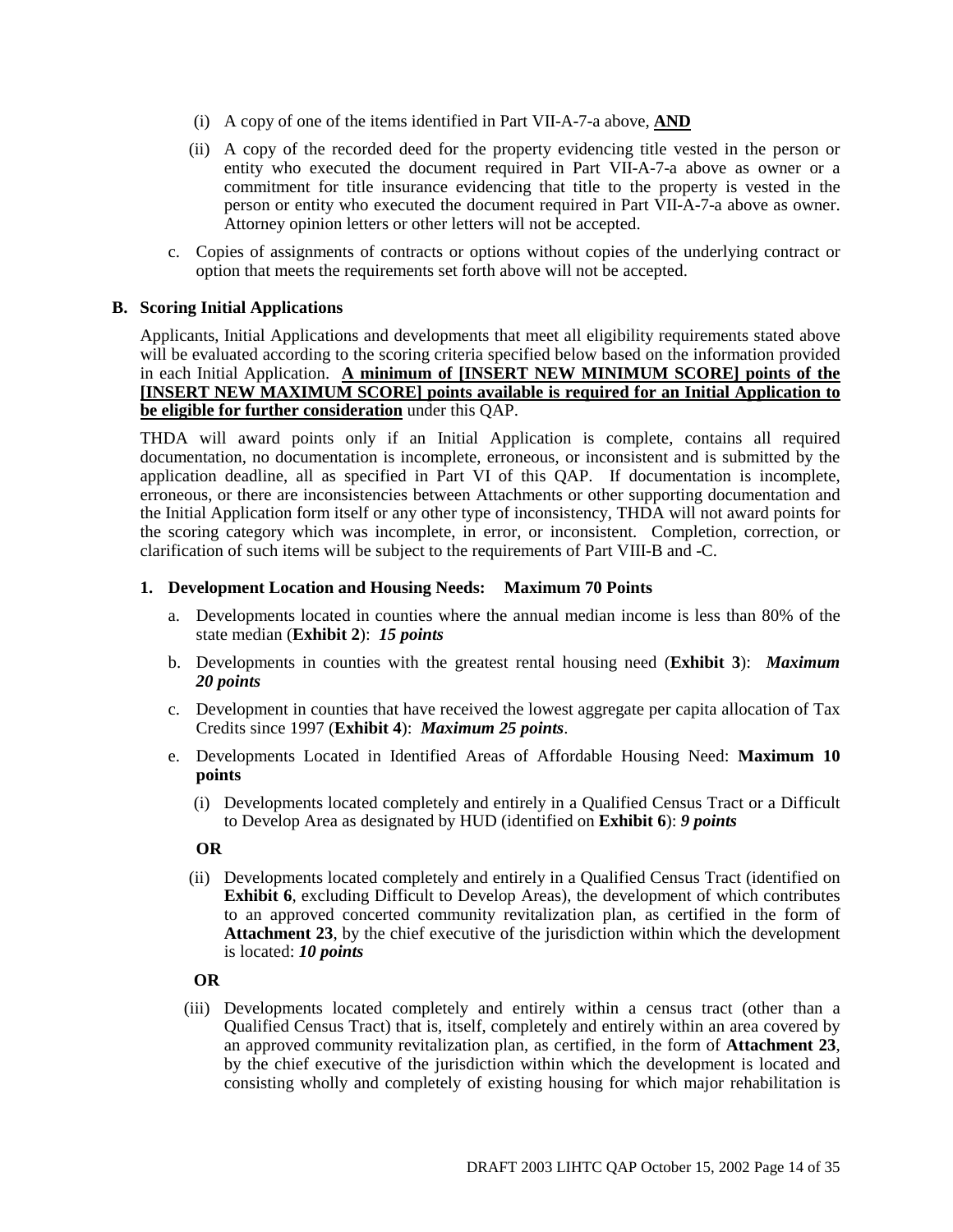(i) A copy of one of the items identified in Part VII-A-7-a above, **AND**

(ii) A copy of the recorded deed for the property evidencing title vested in the person or entity who executed the document required in Part VII-A-7-a above as owner or a commitment for title insurance evidencing that title to the property is vested in the person or entity who executed the document required in Part VII-A-7-a above as owner. Attorney opinion letters or other letters will not be accepted.

c. Copies of assignments of contracts or options without copies of the underlying contract or option that meets the requirements set forth above will not be accepted.

**B. Scoring Initial Applications**

Applicants, Initial Applications and developments that meet all eligibility requirements stated above will be evaluated according to the scoring criteria specified below based on the information provided in each Initial Application. **A minimum of [INSERT NEW MINIMUM SCORE] points of the [INSERT NEW MAXIMUM SCORE] points available is required for an Initial Application to be eligible for further consideration** under this QAP.

THDA will award points only if an Initial Application is complete, contains all required documentation, no documentation is incomplete, erroneous, or inconsistent and is submitted by the application deadline, all as specified in Part VI of this QAP. If documentation is incomplete, erroneous, or there are inconsistencies between Attachments or other supporting documentation and the Initial Application form itself or any other type of inconsistency, THDA will not award points for the scoring category which was incomplete, in error, or inconsistent. Completion, correction, or clarification of such items will be subject to the requirements of Part VIII-B and -C.

**1. Development Location and Housing Needs: Maximum 70 Points**

a. Developments located in counties where the annual median income is less than 80% of the state median (**Exhibit 2**): ***15 points***

b. Developments in counties with the greatest rental housing need (**Exhibit 3**): ***Maximum 20 points***

c. Development in counties that have received the lowest aggregate per capita allocation of Tax Credits since 1997 (**Exhibit 4**): ***Maximum 25 points***.

e. Developments Located in Identified Areas of Affordable Housing Need: **Maximum 10 points**

(i) Developments located completely and entirely in a Qualified Census Tract or a Difficult to Develop Area as designated by HUD (identified on **Exhibit 6**): ***9 points***

**OR**

(ii) Developments located completely and entirely in a Qualified Census Tract (identified on **Exhibit 6**, excluding Difficult to Develop Areas), the development of which contributes to an approved concerted community revitalization plan, as certified in the form of **Attachment 23**, by the chief executive of the jurisdiction within which the development is located: ***10 points***

**OR**

(iii) Developments located completely and entirely within a census tract (other than a Qualified Census Tract) that is, itself, completely and entirely within an area covered by an approved community revitalization plan, as certified, in the form of **Attachment 23**, by the chief executive of the jurisdiction within which the development is located and consisting wholly and completely of existing housing for which major rehabilitation is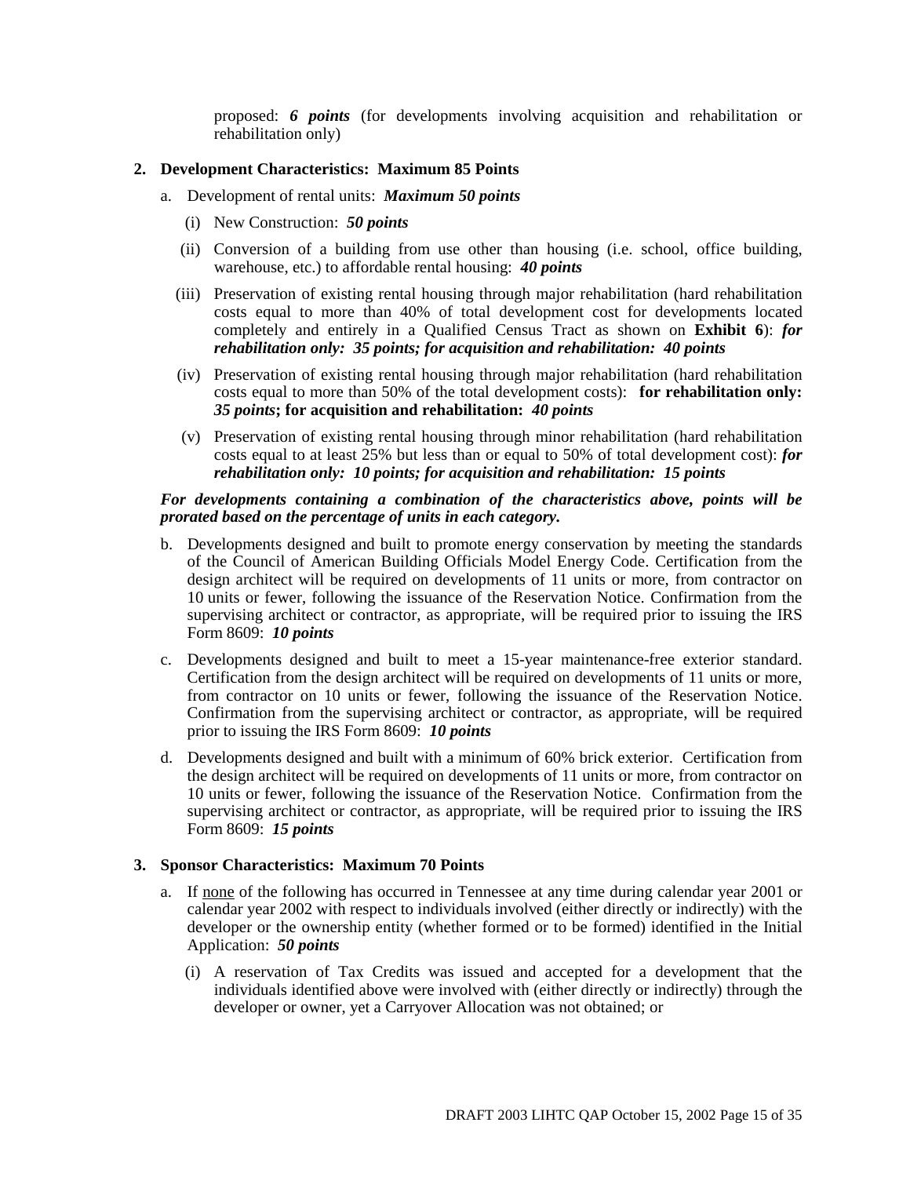proposed: ***6 points*** (for developments involving acquisition and rehabilitation or rehabilitation only)

**2. Development Characteristics: Maximum 85 Points**

a. Development of rental units: ***Maximum 50 points***

(i) New Construction: ***50 points***

(ii) Conversion of a building from use other than housing (i.e. school, office building, warehouse, etc.) to affordable rental housing: ***40 points***

(iii) Preservation of existing rental housing through major rehabilitation (hard rehabilitation costs equal to more than 40% of total development cost for developments located completely and entirely in a Qualified Census Tract as shown on **Exhibit 6**): ***for rehabilitation only: 35 points; for acquisition and rehabilitation: 40 points***

(iv) Preservation of existing rental housing through major rehabilitation (hard rehabilitation costs equal to more than 50% of the total development costs): **for rehabilitation only:** ***35 points*****; for acquisition and rehabilitation:** ***40 points***

(v) Preservation of existing rental housing through minor rehabilitation (hard rehabilitation costs equal to at least 25% but less than or equal to 50% of total development cost): ***for rehabilitation only: 10 points; for acquisition and rehabilitation: 15 points***

***For developments containing a combination of the characteristics above, points will be prorated based on the percentage of units in each category.***

b. Developments designed and built to promote energy conservation by meeting the standards of the Council of American Building Officials Model Energy Code. Certification from the design architect will be required on developments of 11 units or more, from contractor on 10 units or fewer, following the issuance of the Reservation Notice. Confirmation from the supervising architect or contractor, as appropriate, will be required prior to issuing the IRS Form 8609: ***10 points***

c. Developments designed and built to meet a 15-year maintenance-free exterior standard. Certification from the design architect will be required on developments of 11 units or more, from contractor on 10 units or fewer, following the issuance of the Reservation Notice. Confirmation from the supervising architect or contractor, as appropriate, will be required prior to issuing the IRS Form 8609: ***10 points***

d. Developments designed and built with a minimum of 60% brick exterior. Certification from the design architect will be required on developments of 11 units or more, from contractor on 10 units or fewer, following the issuance of the Reservation Notice. Confirmation from the supervising architect or contractor, as appropriate, will be required prior to issuing the IRS Form 8609: ***15 points***

**3. Sponsor Characteristics: Maximum 70 Points**

a. If none of the following has occurred in Tennessee at any time during calendar year 2001 or calendar year 2002 with respect to individuals involved (either directly or indirectly) with the developer or the ownership entity (whether formed or to be formed) identified in the Initial Application: ***50 points***

(i) A reservation of Tax Credits was issued and accepted for a development that the individuals identified above were involved with (either directly or indirectly) through the developer or owner, yet a Carryover Allocation was not obtained; or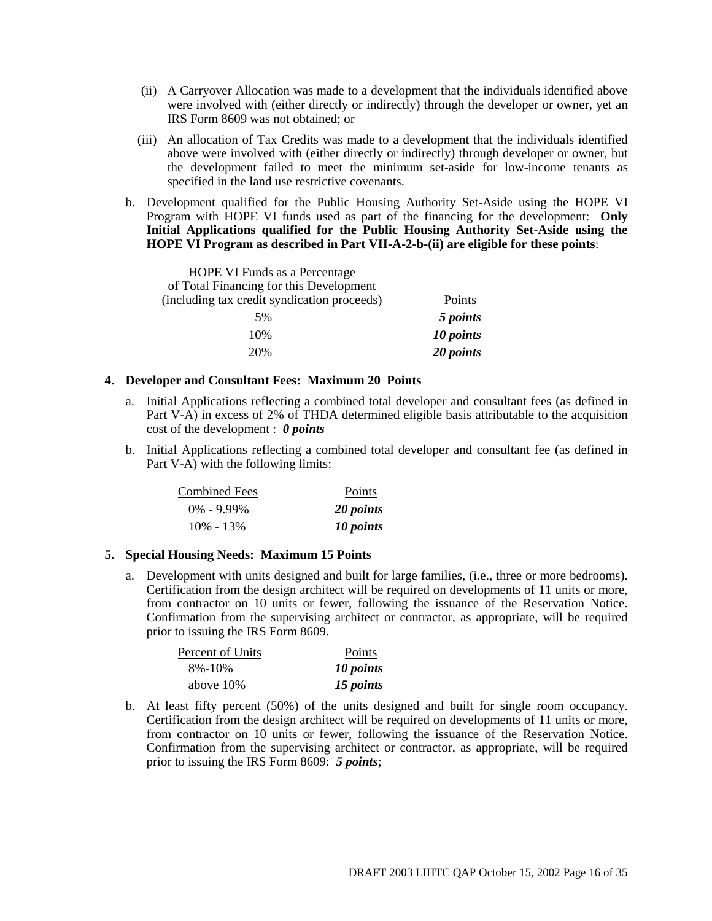(ii) A Carryover Allocation was made to a development that the individuals identified above were involved with (either directly or indirectly) through the developer or owner, yet an IRS Form 8609 was not obtained; or

(iii) An allocation of Tax Credits was made to a development that the individuals identified above were involved with (either directly or indirectly) through developer or owner, but the development failed to meet the minimum set-aside for low-income tenants as specified in the land use restrictive covenants.

b. Development qualified for the Public Housing Authority Set-Aside using the HOPE VI Program with HOPE VI funds used as part of the financing for the development: **Only Initial Applications qualified for the Public Housing Authority Set-Aside using the HOPE VI Program as described in Part VII-A-2-b-(ii) are eligible for these points**:

| HOPE VI Funds as a Percentage of Total Financing for this Development (including tax credit syndication proceeds) | Points |
|---|---|
| 5% | ***5 points*** |
| 10% | ***10 points*** |
| 20% | ***20 points*** |

**4. Developer and Consultant Fees: Maximum 20 Points**

a. Initial Applications reflecting a combined total developer and consultant fees (as defined in Part V-A) in excess of 2% of THDA determined eligible basis attributable to the acquisition cost of the development : ***0 points***

b. Initial Applications reflecting a combined total developer and consultant fee (as defined in Part V-A) with the following limits:

| Combined Fees | Points |
|---|---|
| 0% - 9.99% | ***20 points*** |
| 10% - 13% | ***10 points*** |

**5. Special Housing Needs: Maximum 15 Points**

a. Development with units designed and built for large families, (i.e., three or more bedrooms). Certification from the design architect will be required on developments of 11 units or more, from contractor on 10 units or fewer, following the issuance of the Reservation Notice. Confirmation from the supervising architect or contractor, as appropriate, will be required prior to issuing the IRS Form 8609.

| Percent of Units | Points |
|---|---|
| 8%-10% | ***10 points*** |
| above 10% | ***15 points*** |

b. At least fifty percent (50%) of the units designed and built for single room occupancy. Certification from the design architect will be required on developments of 11 units or more, from contractor on 10 units or fewer, following the issuance of the Reservation Notice. Confirmation from the supervising architect or contractor, as appropriate, will be required prior to issuing the IRS Form 8609: ***5 points***;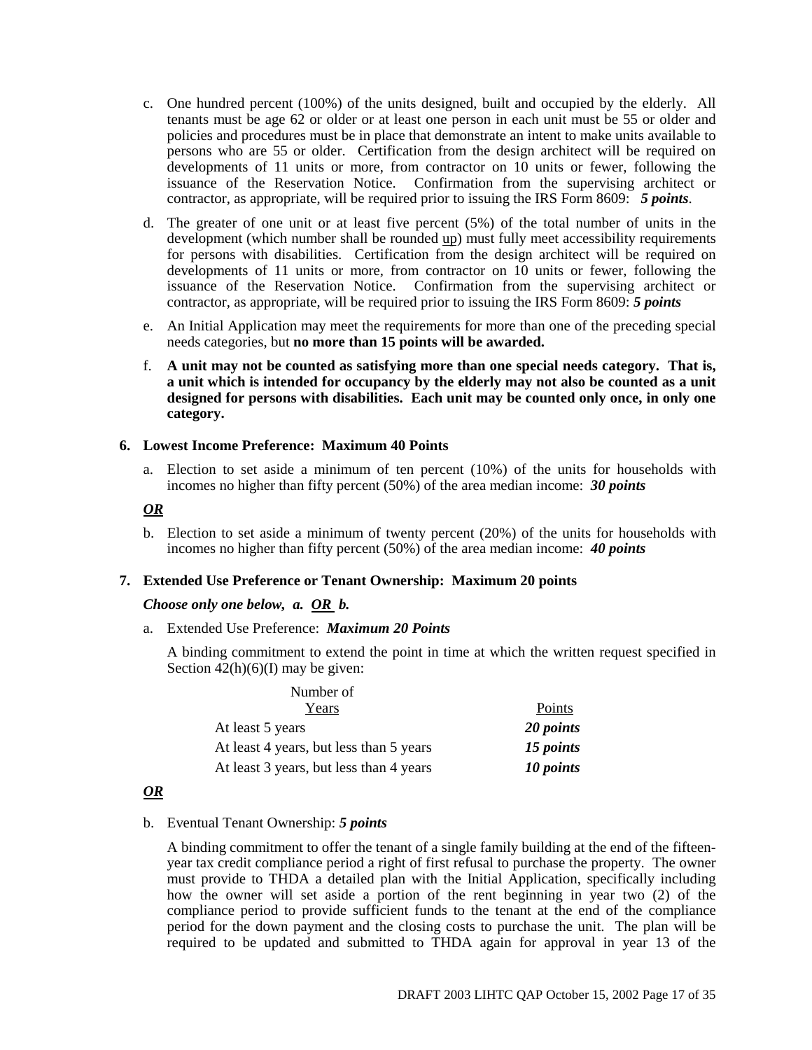c. One hundred percent (100%) of the units designed, built and occupied by the elderly. All tenants must be age 62 or older or at least one person in each unit must be 55 or older and policies and procedures must be in place that demonstrate an intent to make units available to persons who are 55 or older. Certification from the design architect will be required on developments of 11 units or more, from contractor on 10 units or fewer, following the issuance of the Reservation Notice. Confirmation from the supervising architect or contractor, as appropriate, will be required prior to issuing the IRS Form 8609: ***5 points***.

d. The greater of one unit or at least five percent (5%) of the total number of units in the development (which number shall be rounded up) must fully meet accessibility requirements for persons with disabilities. Certification from the design architect will be required on developments of 11 units or more, from contractor on 10 units or fewer, following the issuance of the Reservation Notice. Confirmation from the supervising architect or contractor, as appropriate, will be required prior to issuing the IRS Form 8609: ***5 points***

e. An Initial Application may meet the requirements for more than one of the preceding special needs categories, but **no more than 15 points will be awarded.**

f. **A unit may not be counted as satisfying more than one special needs category. That is, a unit which is intended for occupancy by the elderly may not also be counted as a unit designed for persons with disabilities. Each unit may be counted only once, in only one category.**

**6. Lowest Income Preference: Maximum 40 Points**

a. Election to set aside a minimum of ten percent (10%) of the units for households with incomes no higher than fifty percent (50%) of the area median income: ***30 points***

***OR***

b. Election to set aside a minimum of twenty percent (20%) of the units for households with incomes no higher than fifty percent (50%) of the area median income: ***40 points***

**7. Extended Use Preference or Tenant Ownership: Maximum 20 points**

***Choose only one below, a. OR b.***

a. Extended Use Preference: ***Maximum 20 Points***

A binding commitment to extend the point in time at which the written request specified in Section 42(h)(6)(I) may be given:

| Number of Years | Points |
|---|---|
| At least 5 years | ***20 points*** |
| At least 4 years, but less than 5 years | ***15 points*** |
| At least 3 years, but less than 4 years | ***10 points*** |

***OR***

b. Eventual Tenant Ownership: ***5 points***

A binding commitment to offer the tenant of a single family building at the end of the fifteen-year tax credit compliance period a right of first refusal to purchase the property. The owner must provide to THDA a detailed plan with the Initial Application, specifically including how the owner will set aside a portion of the rent beginning in year two (2) of the compliance period to provide sufficient funds to the tenant at the end of the compliance period for the down payment and the closing costs to purchase the unit. The plan will be required to be updated and submitted to THDA again for approval in year 13 of the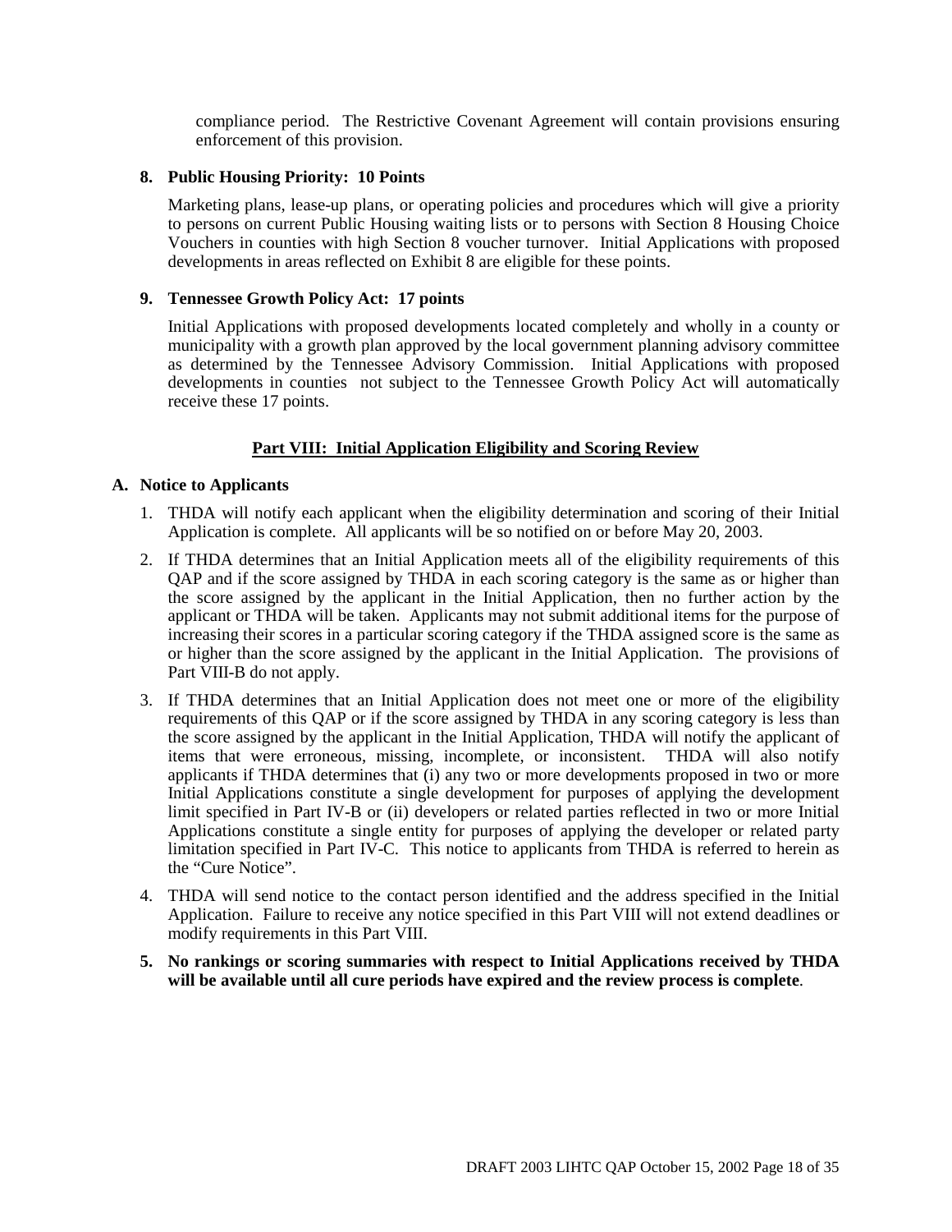compliance period. The Restrictive Covenant Agreement will contain provisions ensuring enforcement of this provision.

**8. Public Housing Priority: 10 Points**

Marketing plans, lease-up plans, or operating policies and procedures which will give a priority to persons on current Public Housing waiting lists or to persons with Section 8 Housing Choice Vouchers in counties with high Section 8 voucher turnover. Initial Applications with proposed developments in areas reflected on Exhibit 8 are eligible for these points.

**9. Tennessee Growth Policy Act: 17 points**

Initial Applications with proposed developments located completely and wholly in a county or municipality with a growth plan approved by the local government planning advisory committee as determined by the Tennessee Advisory Commission. Initial Applications with proposed developments in counties not subject to the Tennessee Growth Policy Act will automatically receive these 17 points.

## Part VIII: Initial Application Eligibility and Scoring Review

### A. Notice to Applicants

1. THDA will notify each applicant when the eligibility determination and scoring of their Initial Application is complete. All applicants will be so notified on or before May 20, 2003.
2. If THDA determines that an Initial Application meets all of the eligibility requirements of this QAP and if the score assigned by THDA in each scoring category is the same as or higher than the score assigned by the applicant in the Initial Application, then no further action by the applicant or THDA will be taken. Applicants may not submit additional items for the purpose of increasing their scores in a particular scoring category if the THDA assigned score is the same as or higher than the score assigned by the applicant in the Initial Application. The provisions of Part VIII-B do not apply.
3. If THDA determines that an Initial Application does not meet one or more of the eligibility requirements of this QAP or if the score assigned by THDA in any scoring category is less than the score assigned by the applicant in the Initial Application, THDA will notify the applicant of items that were erroneous, missing, incomplete, or inconsistent. THDA will also notify applicants if THDA determines that (i) any two or more developments proposed in two or more Initial Applications constitute a single development for purposes of applying the development limit specified in Part IV-B or (ii) developers or related parties reflected in two or more Initial Applications constitute a single entity for purposes of applying the developer or related party limitation specified in Part IV-C. This notice to applicants from THDA is referred to herein as the "Cure Notice".
4. THDA will send notice to the contact person identified and the address specified in the Initial Application. Failure to receive any notice specified in this Part VIII will not extend deadlines or modify requirements in this Part VIII.
5. **No rankings or scoring summaries with respect to Initial Applications received by THDA will be available until all cure periods have expired and the review process is complete**.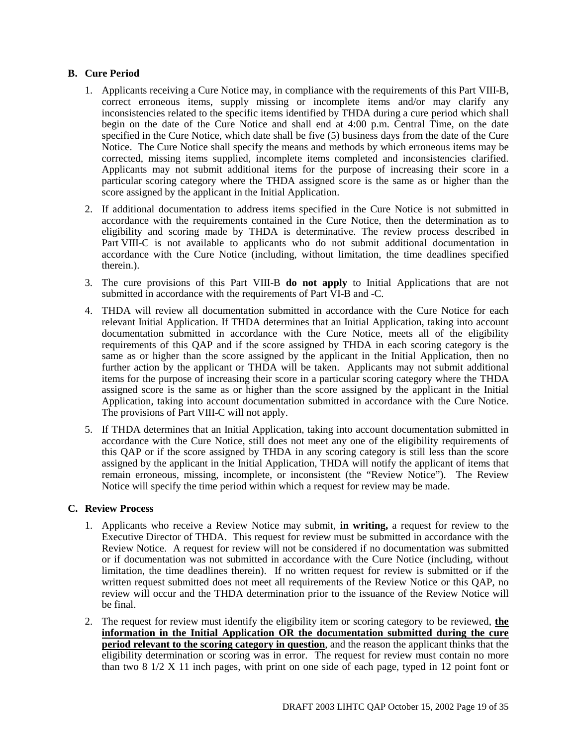### B. Cure Period

1. Applicants receiving a Cure Notice may, in compliance with the requirements of this Part VIII-B, correct erroneous items, supply missing or incomplete items and/or may clarify any inconsistencies related to the specific items identified by THDA during a cure period which shall begin on the date of the Cure Notice and shall end at 4:00 p.m. Central Time, on the date specified in the Cure Notice, which date shall be five (5) business days from the date of the Cure Notice. The Cure Notice shall specify the means and methods by which erroneous items may be corrected, missing items supplied, incomplete items completed and inconsistencies clarified. Applicants may not submit additional items for the purpose of increasing their score in a particular scoring category where the THDA assigned score is the same as or higher than the score assigned by the applicant in the Initial Application.

2. If additional documentation to address items specified in the Cure Notice is not submitted in accordance with the requirements contained in the Cure Notice, then the determination as to eligibility and scoring made by THDA is determinative. The review process described in Part VIII-C is not available to applicants who do not submit additional documentation in accordance with the Cure Notice (including, without limitation, the time deadlines specified therein.).

3. The cure provisions of this Part VIII-B **do not apply** to Initial Applications that are not submitted in accordance with the requirements of Part VI-B and -C.

4. THDA will review all documentation submitted in accordance with the Cure Notice for each relevant Initial Application. If THDA determines that an Initial Application, taking into account documentation submitted in accordance with the Cure Notice, meets all of the eligibility requirements of this QAP and if the score assigned by THDA in each scoring category is the same as or higher than the score assigned by the applicant in the Initial Application, then no further action by the applicant or THDA will be taken. Applicants may not submit additional items for the purpose of increasing their score in a particular scoring category where the THDA assigned score is the same as or higher than the score assigned by the applicant in the Initial Application, taking into account documentation submitted in accordance with the Cure Notice. The provisions of Part VIII-C will not apply.

5. If THDA determines that an Initial Application, taking into account documentation submitted in accordance with the Cure Notice, still does not meet any one of the eligibility requirements of this QAP or if the score assigned by THDA in any scoring category is still less than the score assigned by the applicant in the Initial Application, THDA will notify the applicant of items that remain erroneous, missing, incomplete, or inconsistent (the "Review Notice"). The Review Notice will specify the time period within which a request for review may be made.

### C. Review Process

1. Applicants who receive a Review Notice may submit, **in writing,** a request for review to the Executive Director of THDA. This request for review must be submitted in accordance with the Review Notice. A request for review will not be considered if no documentation was submitted or if documentation was not submitted in accordance with the Cure Notice (including, without limitation, the time deadlines therein). If no written request for review is submitted or if the written request submitted does not meet all requirements of the Review Notice or this QAP, no review will occur and the THDA determination prior to the issuance of the Review Notice will be final.

2. The request for review must identify the eligibility item or scoring category to be reviewed, **the information in the Initial Application OR the documentation submitted during the cure period relevant to the scoring category in question**, and the reason the applicant thinks that the eligibility determination or scoring was in error. The request for review must contain no more than two 8 1/2 X 11 inch pages, with print on one side of each page, typed in 12 point font or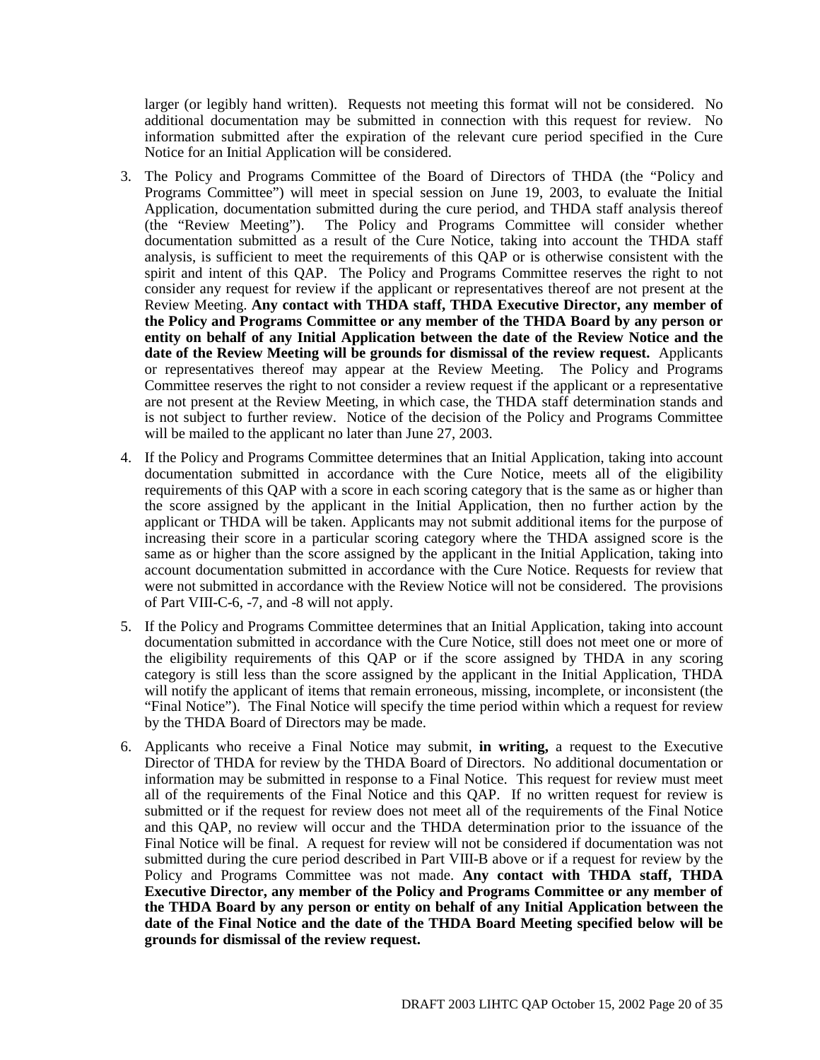larger (or legibly hand written). Requests not meeting this format will not be considered. No additional documentation may be submitted in connection with this request for review. No information submitted after the expiration of the relevant cure period specified in the Cure Notice for an Initial Application will be considered.

3. The Policy and Programs Committee of the Board of Directors of THDA (the "Policy and Programs Committee") will meet in special session on June 19, 2003, to evaluate the Initial Application, documentation submitted during the cure period, and THDA staff analysis thereof (the "Review Meeting"). The Policy and Programs Committee will consider whether documentation submitted as a result of the Cure Notice, taking into account the THDA staff analysis, is sufficient to meet the requirements of this QAP or is otherwise consistent with the spirit and intent of this QAP. The Policy and Programs Committee reserves the right to not consider any request for review if the applicant or representatives thereof are not present at the Review Meeting. **Any contact with THDA staff, THDA Executive Director, any member of the Policy and Programs Committee or any member of the THDA Board by any person or entity on behalf of any Initial Application between the date of the Review Notice and the date of the Review Meeting will be grounds for dismissal of the review request.** Applicants or representatives thereof may appear at the Review Meeting. The Policy and Programs Committee reserves the right to not consider a review request if the applicant or a representative are not present at the Review Meeting, in which case, the THDA staff determination stands and is not subject to further review. Notice of the decision of the Policy and Programs Committee will be mailed to the applicant no later than June 27, 2003.

4. If the Policy and Programs Committee determines that an Initial Application, taking into account documentation submitted in accordance with the Cure Notice, meets all of the eligibility requirements of this QAP with a score in each scoring category that is the same as or higher than the score assigned by the applicant in the Initial Application, then no further action by the applicant or THDA will be taken. Applicants may not submit additional items for the purpose of increasing their score in a particular scoring category where the THDA assigned score is the same as or higher than the score assigned by the applicant in the Initial Application, taking into account documentation submitted in accordance with the Cure Notice. Requests for review that were not submitted in accordance with the Review Notice will not be considered. The provisions of Part VIII-C-6, -7, and -8 will not apply.

5. If the Policy and Programs Committee determines that an Initial Application, taking into account documentation submitted in accordance with the Cure Notice, still does not meet one or more of the eligibility requirements of this QAP or if the score assigned by THDA in any scoring category is still less than the score assigned by the applicant in the Initial Application, THDA will notify the applicant of items that remain erroneous, missing, incomplete, or inconsistent (the "Final Notice"). The Final Notice will specify the time period within which a request for review by the THDA Board of Directors may be made.

6. Applicants who receive a Final Notice may submit, **in writing,** a request to the Executive Director of THDA for review by the THDA Board of Directors. No additional documentation or information may be submitted in response to a Final Notice. This request for review must meet all of the requirements of the Final Notice and this QAP. If no written request for review is submitted or if the request for review does not meet all of the requirements of the Final Notice and this QAP, no review will occur and the THDA determination prior to the issuance of the Final Notice will be final. A request for review will not be considered if documentation was not submitted during the cure period described in Part VIII-B above or if a request for review by the Policy and Programs Committee was not made. **Any contact with THDA staff, THDA Executive Director, any member of the Policy and Programs Committee or any member of the THDA Board by any person or entity on behalf of any Initial Application between the date of the Final Notice and the date of the THDA Board Meeting specified below will be grounds for dismissal of the review request.**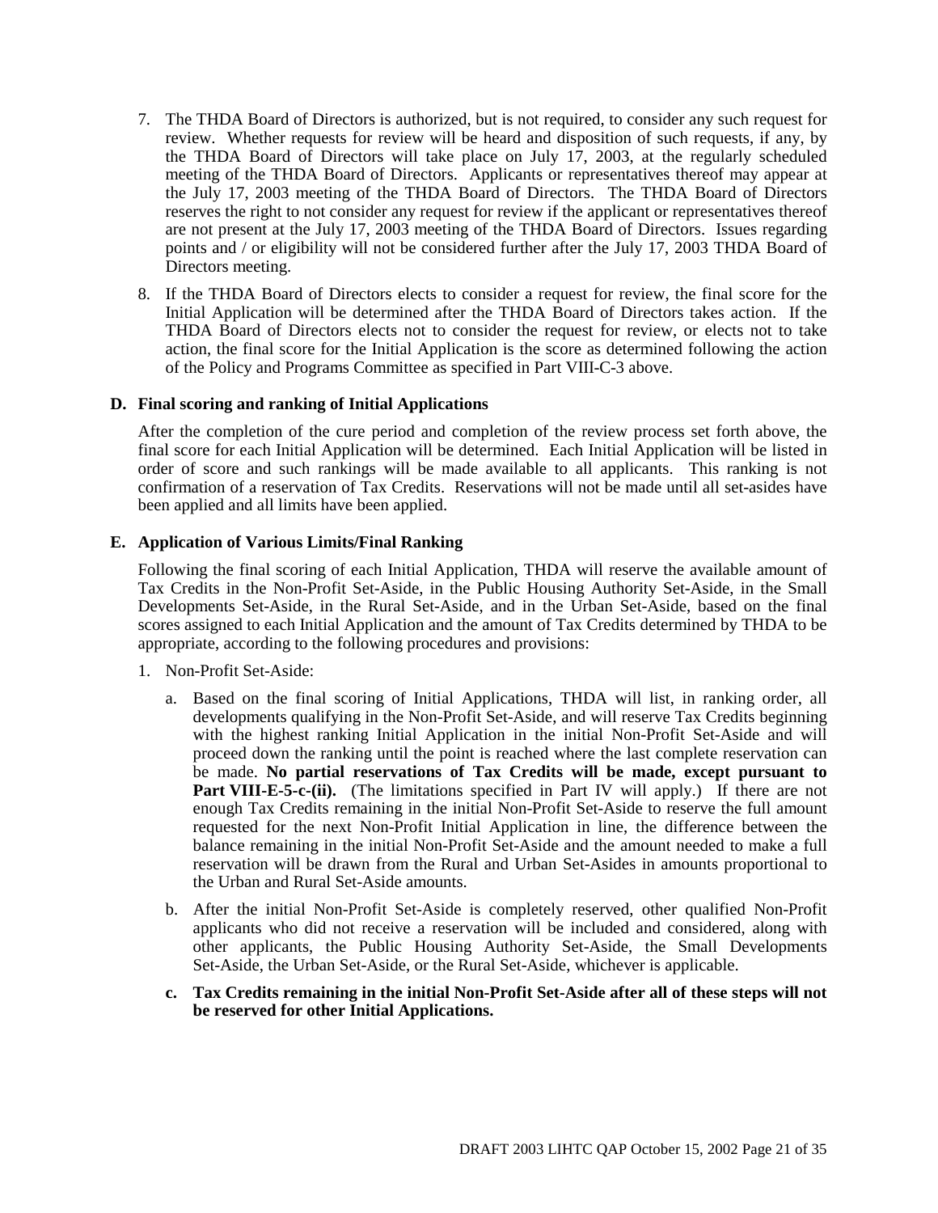7. The THDA Board of Directors is authorized, but is not required, to consider any such request for review. Whether requests for review will be heard and disposition of such requests, if any, by the THDA Board of Directors will take place on July 17, 2003, at the regularly scheduled meeting of the THDA Board of Directors. Applicants or representatives thereof may appear at the July 17, 2003 meeting of the THDA Board of Directors. The THDA Board of Directors reserves the right to not consider any request for review if the applicant or representatives thereof are not present at the July 17, 2003 meeting of the THDA Board of Directors. Issues regarding points and / or eligibility will not be considered further after the July 17, 2003 THDA Board of Directors meeting.

8. If the THDA Board of Directors elects to consider a request for review, the final score for the Initial Application will be determined after the THDA Board of Directors takes action. If the THDA Board of Directors elects not to consider the request for review, or elects not to take action, the final score for the Initial Application is the score as determined following the action of the Policy and Programs Committee as specified in Part VIII-C-3 above.

**D. Final scoring and ranking of Initial Applications**

After the completion of the cure period and completion of the review process set forth above, the final score for each Initial Application will be determined. Each Initial Application will be listed in order of score and such rankings will be made available to all applicants. This ranking is not confirmation of a reservation of Tax Credits. Reservations will not be made until all set-asides have been applied and all limits have been applied.

**E. Application of Various Limits/Final Ranking**

Following the final scoring of each Initial Application, THDA will reserve the available amount of Tax Credits in the Non-Profit Set-Aside, in the Public Housing Authority Set-Aside, in the Small Developments Set-Aside, in the Rural Set-Aside, and in the Urban Set-Aside, based on the final scores assigned to each Initial Application and the amount of Tax Credits determined by THDA to be appropriate, according to the following procedures and provisions:

1. Non-Profit Set-Aside:

   a. Based on the final scoring of Initial Applications, THDA will list, in ranking order, all developments qualifying in the Non-Profit Set-Aside, and will reserve Tax Credits beginning with the highest ranking Initial Application in the initial Non-Profit Set-Aside and will proceed down the ranking until the point is reached where the last complete reservation can be made. **No partial reservations of Tax Credits will be made, except pursuant to Part VIII-E-5-c-(ii).** (The limitations specified in Part IV will apply.) If there are not enough Tax Credits remaining in the initial Non-Profit Set-Aside to reserve the full amount requested for the next Non-Profit Initial Application in line, the difference between the balance remaining in the initial Non-Profit Set-Aside and the amount needed to make a full reservation will be drawn from the Rural and Urban Set-Asides in amounts proportional to the Urban and Rural Set-Aside amounts.

   b. After the initial Non-Profit Set-Aside is completely reserved, other qualified Non-Profit applicants who did not receive a reservation will be included and considered, along with other applicants, the Public Housing Authority Set-Aside, the Small Developments Set-Aside, the Urban Set-Aside, or the Rural Set-Aside, whichever is applicable.

   **c. Tax Credits remaining in the initial Non-Profit Set-Aside after all of these steps will not be reserved for other Initial Applications.**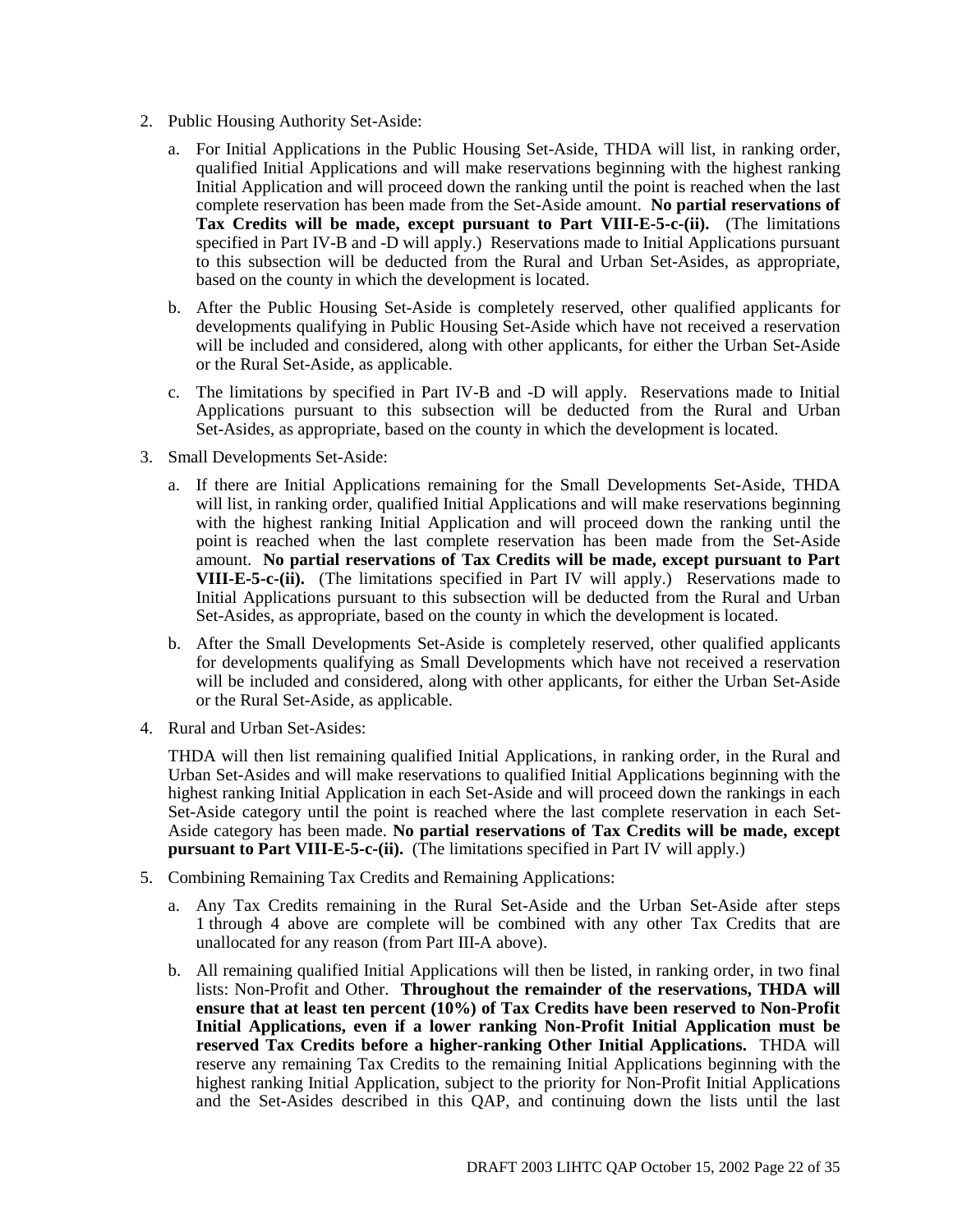2. Public Housing Authority Set-Aside:

   a. For Initial Applications in the Public Housing Set-Aside, THDA will list, in ranking order, qualified Initial Applications and will make reservations beginning with the highest ranking Initial Application and will proceed down the ranking until the point is reached when the last complete reservation has been made from the Set-Aside amount. **No partial reservations of Tax Credits will be made, except pursuant to Part VIII-E-5-c-(ii).** (The limitations specified in Part IV-B and -D will apply.) Reservations made to Initial Applications pursuant to this subsection will be deducted from the Rural and Urban Set-Asides, as appropriate, based on the county in which the development is located.

   b. After the Public Housing Set-Aside is completely reserved, other qualified applicants for developments qualifying in Public Housing Set-Aside which have not received a reservation will be included and considered, along with other applicants, for either the Urban Set-Aside or the Rural Set-Aside, as applicable.

   c. The limitations by specified in Part IV-B and -D will apply. Reservations made to Initial Applications pursuant to this subsection will be deducted from the Rural and Urban Set-Asides, as appropriate, based on the county in which the development is located.

3. Small Developments Set-Aside:

   a. If there are Initial Applications remaining for the Small Developments Set-Aside, THDA will list, in ranking order, qualified Initial Applications and will make reservations beginning with the highest ranking Initial Application and will proceed down the ranking until the point is reached when the last complete reservation has been made from the Set-Aside amount. **No partial reservations of Tax Credits will be made, except pursuant to Part VIII-E-5-c-(ii).** (The limitations specified in Part IV will apply.) Reservations made to Initial Applications pursuant to this subsection will be deducted from the Rural and Urban Set-Asides, as appropriate, based on the county in which the development is located.

   b. After the Small Developments Set-Aside is completely reserved, other qualified applicants for developments qualifying as Small Developments which have not received a reservation will be included and considered, along with other applicants, for either the Urban Set-Aside or the Rural Set-Aside, as applicable.

4. Rural and Urban Set-Asides:

   THDA will then list remaining qualified Initial Applications, in ranking order, in the Rural and Urban Set-Asides and will make reservations to qualified Initial Applications beginning with the highest ranking Initial Application in each Set-Aside and will proceed down the rankings in each Set-Aside category until the point is reached where the last complete reservation in each Set-Aside category has been made. **No partial reservations of Tax Credits will be made, except pursuant to Part VIII-E-5-c-(ii).** (The limitations specified in Part IV will apply.)

5. Combining Remaining Tax Credits and Remaining Applications:

   a. Any Tax Credits remaining in the Rural Set-Aside and the Urban Set-Aside after steps 1 through 4 above are complete will be combined with any other Tax Credits that are unallocated for any reason (from Part III-A above).

   b. All remaining qualified Initial Applications will then be listed, in ranking order, in two final lists: Non-Profit and Other. **Throughout the remainder of the reservations, THDA will ensure that at least ten percent (10%) of Tax Credits have been reserved to Non-Profit Initial Applications, even if a lower ranking Non-Profit Initial Application must be reserved Tax Credits before a higher-ranking Other Initial Applications.** THDA will reserve any remaining Tax Credits to the remaining Initial Applications beginning with the highest ranking Initial Application, subject to the priority for Non-Profit Initial Applications and the Set-Asides described in this QAP, and continuing down the lists until the last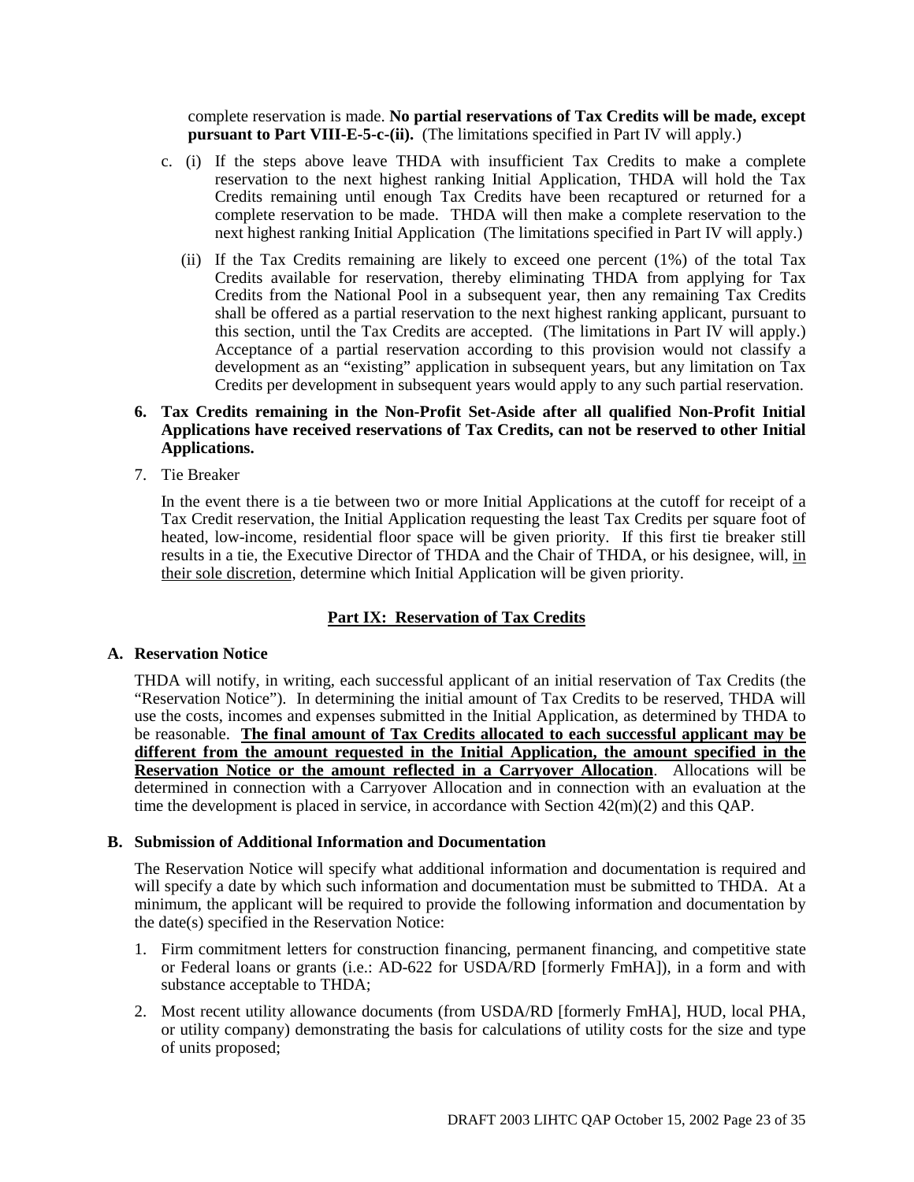complete reservation is made. **No partial reservations of Tax Credits will be made, except pursuant to Part VIII-E-5-c-(ii).** (The limitations specified in Part IV will apply.)

c. (i) If the steps above leave THDA with insufficient Tax Credits to make a complete reservation to the next highest ranking Initial Application, THDA will hold the Tax Credits remaining until enough Tax Credits have been recaptured or returned for a complete reservation to be made. THDA will then make a complete reservation to the next highest ranking Initial Application (The limitations specified in Part IV will apply.)

   (ii) If the Tax Credits remaining are likely to exceed one percent (1%) of the total Tax Credits available for reservation, thereby eliminating THDA from applying for Tax Credits from the National Pool in a subsequent year, then any remaining Tax Credits shall be offered as a partial reservation to the next highest ranking applicant, pursuant to this section, until the Tax Credits are accepted. (The limitations in Part IV will apply.) Acceptance of a partial reservation according to this provision would not classify a development as an "existing" application in subsequent years, but any limitation on Tax Credits per development in subsequent years would apply to any such partial reservation.

6. **Tax Credits remaining in the Non-Profit Set-Aside after all qualified Non-Profit Initial Applications have received reservations of Tax Credits, can not be reserved to other Initial Applications.**

7. Tie Breaker

   In the event there is a tie between two or more Initial Applications at the cutoff for receipt of a Tax Credit reservation, the Initial Application requesting the least Tax Credits per square foot of heated, low-income, residential floor space will be given priority. If this first tie breaker still results in a tie, the Executive Director of THDA and the Chair of THDA, or his designee, will, <u>in their sole discretion</u>, determine which Initial Application will be given priority.

## Part IX: Reservation of Tax Credits

### A. Reservation Notice

THDA will notify, in writing, each successful applicant of an initial reservation of Tax Credits (the "Reservation Notice"). In determining the initial amount of Tax Credits to be reserved, THDA will use the costs, incomes and expenses submitted in the Initial Application, as determined by THDA to be reasonable. **<u>The final amount of Tax Credits allocated to each successful applicant may be different from the amount requested in the Initial Application, the amount specified in the Reservation Notice or the amount reflected in a Carryover Allocation</u>**. Allocations will be determined in connection with a Carryover Allocation and in connection with an evaluation at the time the development is placed in service, in accordance with Section 42(m)(2) and this QAP.

### B. Submission of Additional Information and Documentation

The Reservation Notice will specify what additional information and documentation is required and will specify a date by which such information and documentation must be submitted to THDA. At a minimum, the applicant will be required to provide the following information and documentation by the date(s) specified in the Reservation Notice:

1. Firm commitment letters for construction financing, permanent financing, and competitive state or Federal loans or grants (i.e.: AD-622 for USDA/RD [formerly FmHA]), in a form and with substance acceptable to THDA;

2. Most recent utility allowance documents (from USDA/RD [formerly FmHA], HUD, local PHA, or utility company) demonstrating the basis for calculations of utility costs for the size and type of units proposed;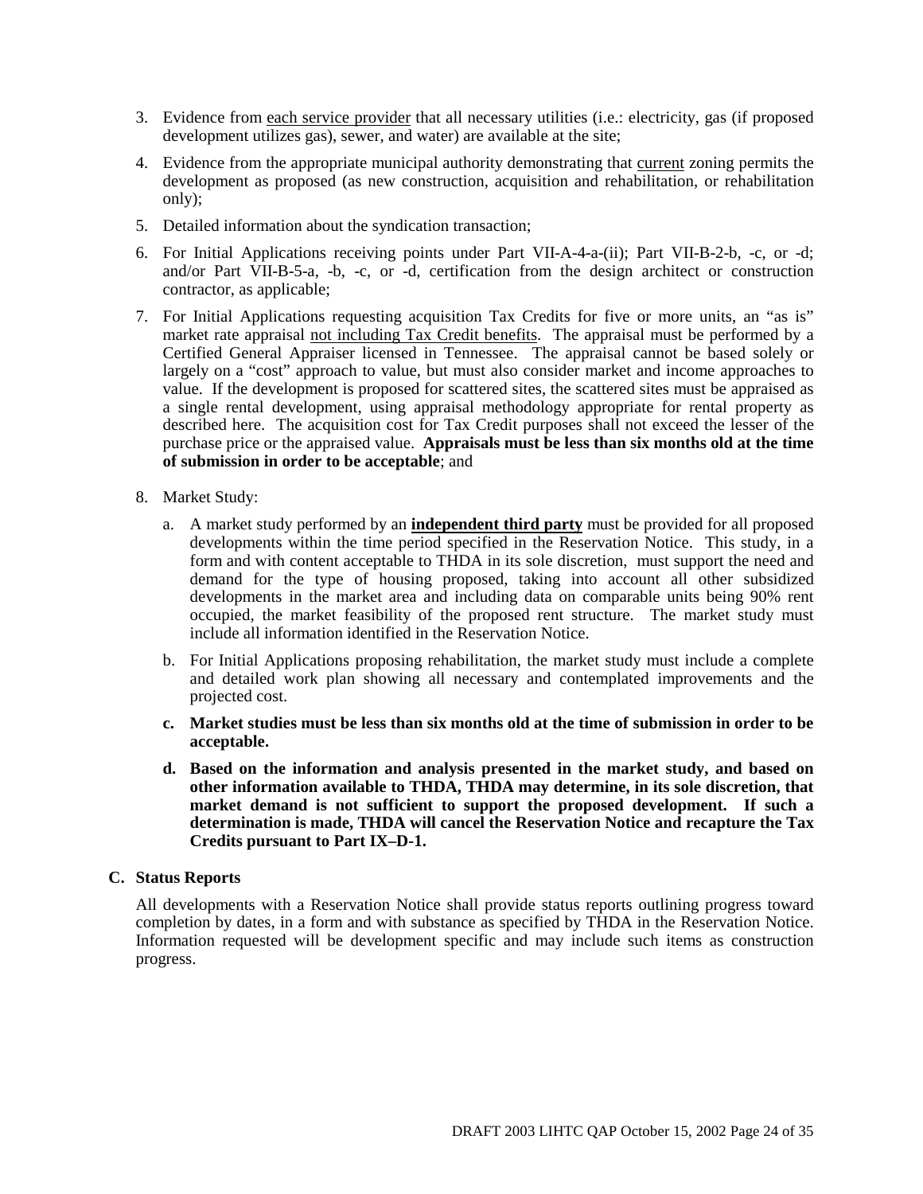3. Evidence from each service provider that all necessary utilities (i.e.: electricity, gas (if proposed development utilizes gas), sewer, and water) are available at the site;

4. Evidence from the appropriate municipal authority demonstrating that current zoning permits the development as proposed (as new construction, acquisition and rehabilitation, or rehabilitation only);

5. Detailed information about the syndication transaction;

6. For Initial Applications receiving points under Part VII-A-4-a-(ii); Part VII-B-2-b, -c, or -d; and/or Part VII-B-5-a, -b, -c, or -d, certification from the design architect or construction contractor, as applicable;

7. For Initial Applications requesting acquisition Tax Credits for five or more units, an "as is" market rate appraisal not including Tax Credit benefits. The appraisal must be performed by a Certified General Appraiser licensed in Tennessee. The appraisal cannot be based solely or largely on a "cost" approach to value, but must also consider market and income approaches to value. If the development is proposed for scattered sites, the scattered sites must be appraised as a single rental development, using appraisal methodology appropriate for rental property as described here. The acquisition cost for Tax Credit purposes shall not exceed the lesser of the purchase price or the appraised value. **Appraisals must be less than six months old at the time of submission in order to be acceptable**; and

8. Market Study:

   a. A market study performed by an **independent third party** must be provided for all proposed developments within the time period specified in the Reservation Notice. This study, in a form and with content acceptable to THDA in its sole discretion, must support the need and demand for the type of housing proposed, taking into account all other subsidized developments in the market area and including data on comparable units being 90% rent occupied, the market feasibility of the proposed rent structure. The market study must include all information identified in the Reservation Notice.

   b. For Initial Applications proposing rehabilitation, the market study must include a complete and detailed work plan showing all necessary and contemplated improvements and the projected cost.

   **c. Market studies must be less than six months old at the time of submission in order to be acceptable.**

   **d. Based on the information and analysis presented in the market study, and based on other information available to THDA, THDA may determine, in its sole discretion, that market demand is not sufficient to support the proposed development. If such a determination is made, THDA will cancel the Reservation Notice and recapture the Tax Credits pursuant to Part IX–D-1.**

### C. Status Reports

All developments with a Reservation Notice shall provide status reports outlining progress toward completion by dates, in a form and with substance as specified by THDA in the Reservation Notice. Information requested will be development specific and may include such items as construction progress.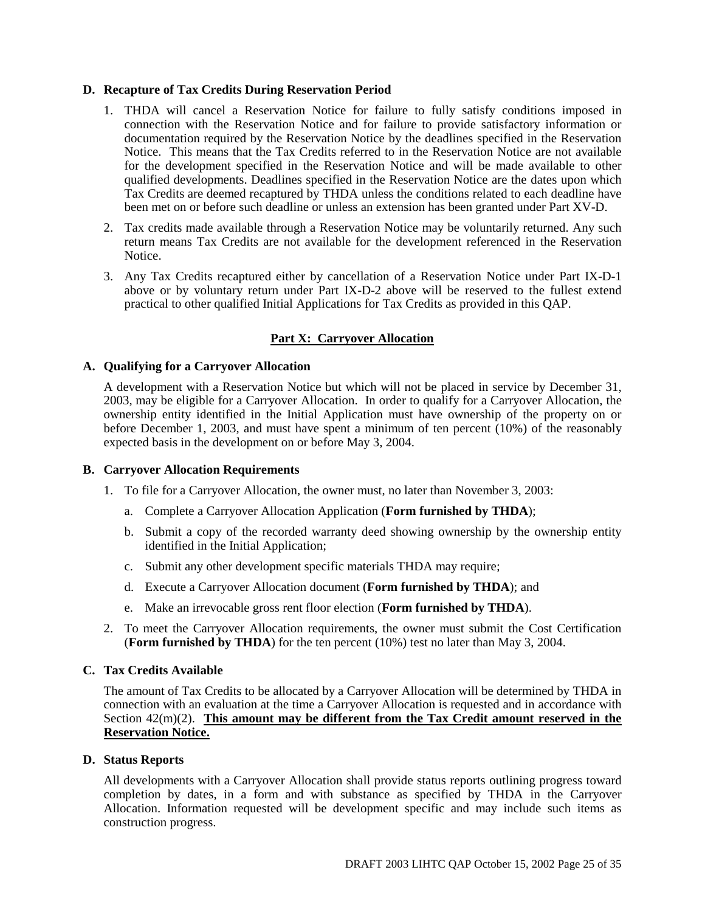### D. Recapture of Tax Credits During Reservation Period

1. THDA will cancel a Reservation Notice for failure to fully satisfy conditions imposed in connection with the Reservation Notice and for failure to provide satisfactory information or documentation required by the Reservation Notice by the deadlines specified in the Reservation Notice. This means that the Tax Credits referred to in the Reservation Notice are not available for the development specified in the Reservation Notice and will be made available to other qualified developments. Deadlines specified in the Reservation Notice are the dates upon which Tax Credits are deemed recaptured by THDA unless the conditions related to each deadline have been met on or before such deadline or unless an extension has been granted under Part XV-D.

2. Tax credits made available through a Reservation Notice may be voluntarily returned. Any such return means Tax Credits are not available for the development referenced in the Reservation Notice.

3. Any Tax Credits recaptured either by cancellation of a Reservation Notice under Part IX-D-1 above or by voluntary return under Part IX-D-2 above will be reserved to the fullest extend practical to other qualified Initial Applications for Tax Credits as provided in this QAP.

## Part X: Carryover Allocation

### A. Qualifying for a Carryover Allocation

A development with a Reservation Notice but which will not be placed in service by December 31, 2003, may be eligible for a Carryover Allocation. In order to qualify for a Carryover Allocation, the ownership entity identified in the Initial Application must have ownership of the property on or before December 1, 2003, and must have spent a minimum of ten percent (10%) of the reasonably expected basis in the development on or before May 3, 2004.

### B. Carryover Allocation Requirements

1. To file for a Carryover Allocation, the owner must, no later than November 3, 2003:

   a. Complete a Carryover Allocation Application (**Form furnished by THDA**);

   b. Submit a copy of the recorded warranty deed showing ownership by the ownership entity identified in the Initial Application;

   c. Submit any other development specific materials THDA may require;

   d. Execute a Carryover Allocation document (**Form furnished by THDA**); and

   e. Make an irrevocable gross rent floor election (**Form furnished by THDA**).

2. To meet the Carryover Allocation requirements, the owner must submit the Cost Certification (**Form furnished by THDA**) for the ten percent (10%) test no later than May 3, 2004.

### C. Tax Credits Available

The amount of Tax Credits to be allocated by a Carryover Allocation will be determined by THDA in connection with an evaluation at the time a Carryover Allocation is requested and in accordance with Section 42(m)(2). **This amount may be different from the Tax Credit amount reserved in the Reservation Notice.**

### D. Status Reports

All developments with a Carryover Allocation shall provide status reports outlining progress toward completion by dates, in a form and with substance as specified by THDA in the Carryover Allocation. Information requested will be development specific and may include such items as construction progress.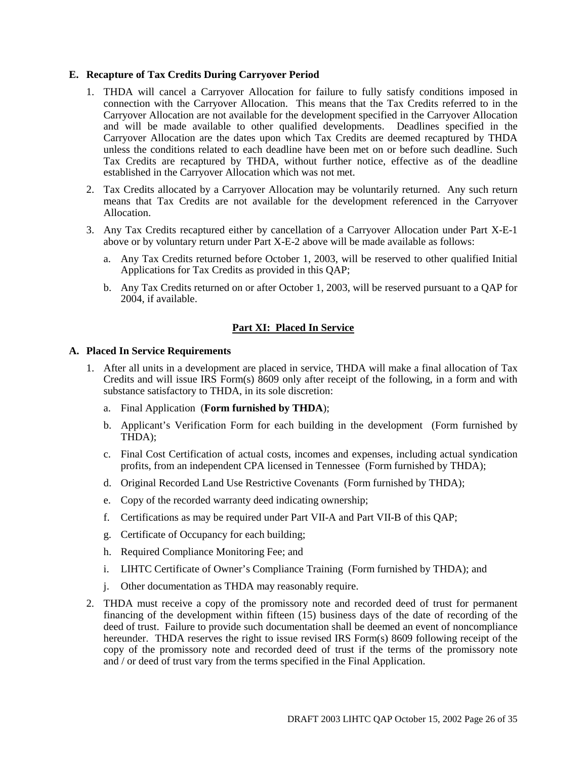**E. Recapture of Tax Credits During Carryover Period**

1. THDA will cancel a Carryover Allocation for failure to fully satisfy conditions imposed in connection with the Carryover Allocation. This means that the Tax Credits referred to in the Carryover Allocation are not available for the development specified in the Carryover Allocation and will be made available to other qualified developments. Deadlines specified in the Carryover Allocation are the dates upon which Tax Credits are deemed recaptured by THDA unless the conditions related to each deadline have been met on or before such deadline. Such Tax Credits are recaptured by THDA, without further notice, effective as of the deadline established in the Carryover Allocation which was not met.

2. Tax Credits allocated by a Carryover Allocation may be voluntarily returned. Any such return means that Tax Credits are not available for the development referenced in the Carryover Allocation.

3. Any Tax Credits recaptured either by cancellation of a Carryover Allocation under Part X-E-1 above or by voluntary return under Part X-E-2 above will be made available as follows:

   a. Any Tax Credits returned before October 1, 2003, will be reserved to other qualified Initial Applications for Tax Credits as provided in this QAP;

   b. Any Tax Credits returned on or after October 1, 2003, will be reserved pursuant to a QAP for 2004, if available.

## Part XI: Placed In Service

**A. Placed In Service Requirements**

1. After all units in a development are placed in service, THDA will make a final allocation of Tax Credits and will issue IRS Form(s) 8609 only after receipt of the following, in a form and with substance satisfactory to THDA, in its sole discretion:

   a. Final Application (**Form furnished by THDA**);

   b. Applicant's Verification Form for each building in the development (Form furnished by THDA);

   c. Final Cost Certification of actual costs, incomes and expenses, including actual syndication profits, from an independent CPA licensed in Tennessee (Form furnished by THDA);

   d. Original Recorded Land Use Restrictive Covenants (Form furnished by THDA);

   e. Copy of the recorded warranty deed indicating ownership;

   f. Certifications as may be required under Part VII-A and Part VII-B of this QAP;

   g. Certificate of Occupancy for each building;

   h. Required Compliance Monitoring Fee; and

   i. LIHTC Certificate of Owner's Compliance Training (Form furnished by THDA); and

   j. Other documentation as THDA may reasonably require.

2. THDA must receive a copy of the promissory note and recorded deed of trust for permanent financing of the development within fifteen (15) business days of the date of recording of the deed of trust. Failure to provide such documentation shall be deemed an event of noncompliance hereunder. THDA reserves the right to issue revised IRS Form(s) 8609 following receipt of the copy of the promissory note and recorded deed of trust if the terms of the promissory note and / or deed of trust vary from the terms specified in the Final Application.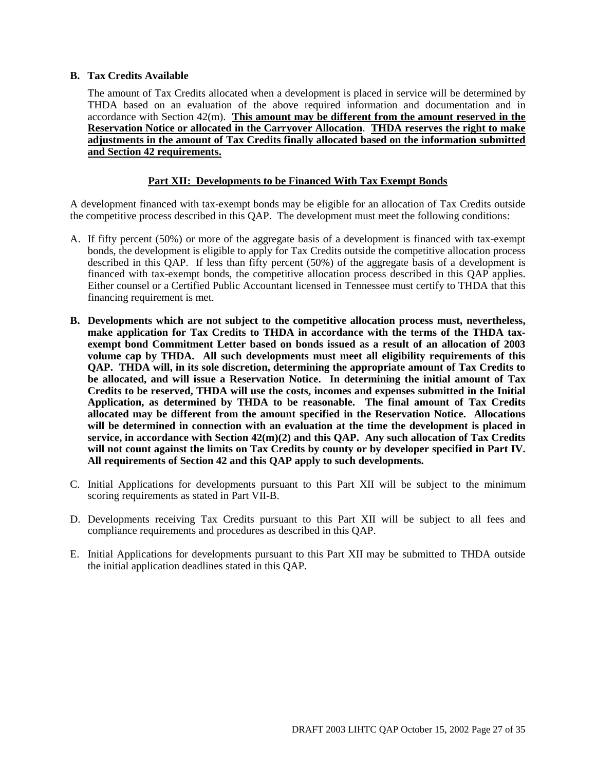**B. Tax Credits Available**

The amount of Tax Credits allocated when a development is placed in service will be determined by THDA based on an evaluation of the above required information and documentation and in accordance with Section 42(m). **This amount may be different from the amount reserved in the Reservation Notice or allocated in the Carryover Allocation**. **THDA reserves the right to make adjustments in the amount of Tax Credits finally allocated based on the information submitted and Section 42 requirements.**

## Part XII: Developments to be Financed With Tax Exempt Bonds

A development financed with tax-exempt bonds may be eligible for an allocation of Tax Credits outside the competitive process described in this QAP. The development must meet the following conditions:

A. If fifty percent (50%) or more of the aggregate basis of a development is financed with tax-exempt bonds, the development is eligible to apply for Tax Credits outside the competitive allocation process described in this QAP. If less than fifty percent (50%) of the aggregate basis of a development is financed with tax-exempt bonds, the competitive allocation process described in this QAP applies. Either counsel or a Certified Public Accountant licensed in Tennessee must certify to THDA that this financing requirement is met.

**B. Developments which are not subject to the competitive allocation process must, nevertheless, make application for Tax Credits to THDA in accordance with the terms of the THDA tax-exempt bond Commitment Letter based on bonds issued as a result of an allocation of 2003 volume cap by THDA. All such developments must meet all eligibility requirements of this QAP. THDA will, in its sole discretion, determining the appropriate amount of Tax Credits to be allocated, and will issue a Reservation Notice. In determining the initial amount of Tax Credits to be reserved, THDA will use the costs, incomes and expenses submitted in the Initial Application, as determined by THDA to be reasonable. The final amount of Tax Credits allocated may be different from the amount specified in the Reservation Notice. Allocations will be determined in connection with an evaluation at the time the development is placed in service, in accordance with Section 42(m)(2) and this QAP. Any such allocation of Tax Credits will not count against the limits on Tax Credits by county or by developer specified in Part IV. All requirements of Section 42 and this QAP apply to such developments.**

C. Initial Applications for developments pursuant to this Part XII will be subject to the minimum scoring requirements as stated in Part VII-B.

D. Developments receiving Tax Credits pursuant to this Part XII will be subject to all fees and compliance requirements and procedures as described in this QAP.

E. Initial Applications for developments pursuant to this Part XII may be submitted to THDA outside the initial application deadlines stated in this QAP.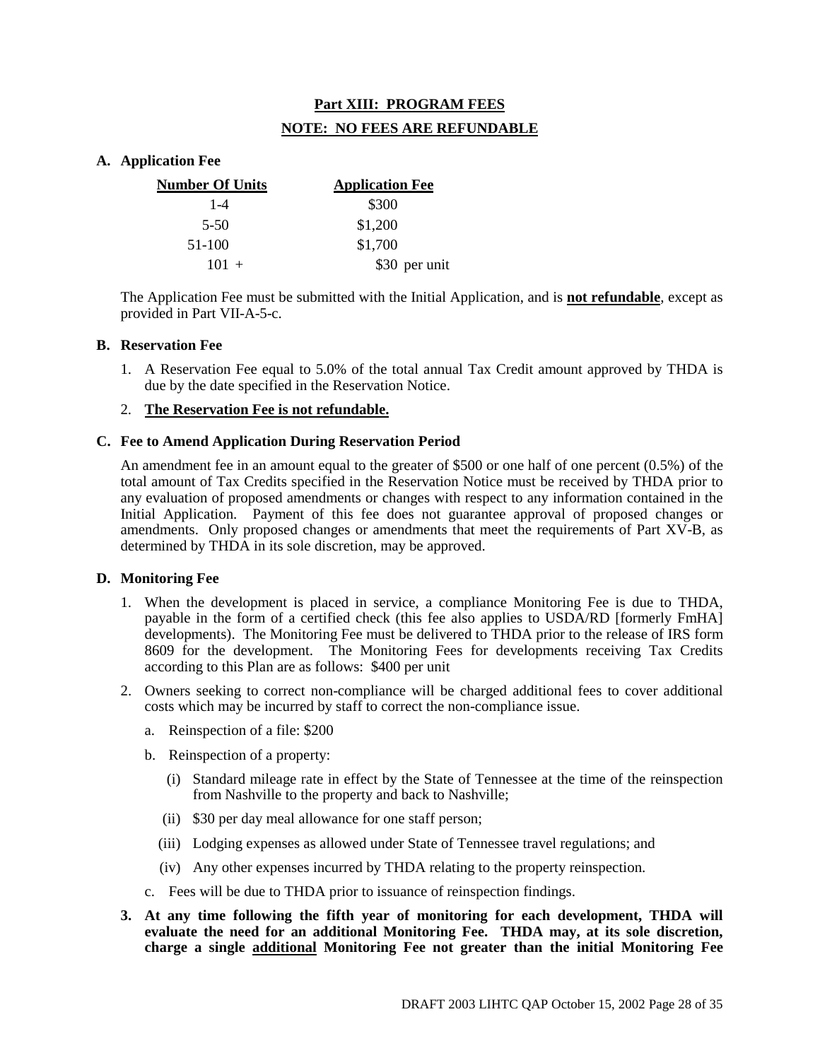## Part XIII: PROGRAM FEES

**NOTE: NO FEES ARE REFUNDABLE**

**A. Application Fee**

| Number Of Units | Application Fee |
|---|---|
| 1-4 | $300 |
| 5-50 | $1,200 |
| 51-100 | $1,700 |
| 101 + | $30 per unit |

The Application Fee must be submitted with the Initial Application, and is **not refundable**, except as provided in Part VII-A-5-c.

**B. Reservation Fee**

1. A Reservation Fee equal to 5.0% of the total annual Tax Credit amount approved by THDA is due by the date specified in the Reservation Notice.
2. **The Reservation Fee is not refundable.**

**C. Fee to Amend Application During Reservation Period**

An amendment fee in an amount equal to the greater of $500 or one half of one percent (0.5%) of the total amount of Tax Credits specified in the Reservation Notice must be received by THDA prior to any evaluation of proposed amendments or changes with respect to any information contained in the Initial Application. Payment of this fee does not guarantee approval of proposed changes or amendments. Only proposed changes or amendments that meet the requirements of Part XV-B, as determined by THDA in its sole discretion, may be approved.

**D. Monitoring Fee**

1. When the development is placed in service, a compliance Monitoring Fee is due to THDA, payable in the form of a certified check (this fee also applies to USDA/RD [formerly FmHA] developments). The Monitoring Fee must be delivered to THDA prior to the release of IRS form 8609 for the development. The Monitoring Fees for developments receiving Tax Credits according to this Plan are as follows: $400 per unit
2. Owners seeking to correct non-compliance will be charged additional fees to cover additional costs which may be incurred by staff to correct the non-compliance issue.
   a. Reinspection of a file: $200
   b. Reinspection of a property:
      (i) Standard mileage rate in effect by the State of Tennessee at the time of the reinspection from Nashville to the property and back to Nashville;
      (ii) $30 per day meal allowance for one staff person;
      (iii) Lodging expenses as allowed under State of Tennessee travel regulations; and
      (iv) Any other expenses incurred by THDA relating to the property reinspection.
   c. Fees will be due to THDA prior to issuance of reinspection findings.
3. **At any time following the fifth year of monitoring for each development, THDA will evaluate the need for an additional Monitoring Fee. THDA may, at its sole discretion, charge a single additional Monitoring Fee not greater than the initial Monitoring Fee**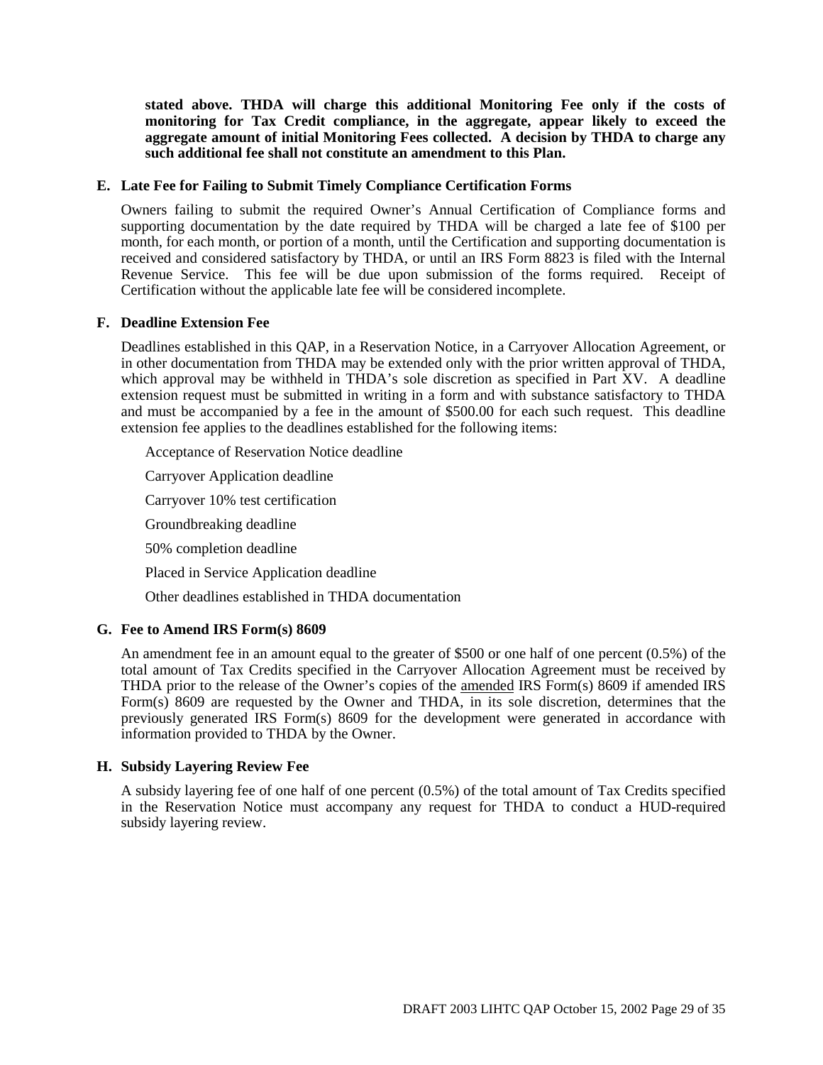**stated above. THDA will charge this additional Monitoring Fee only if the costs of monitoring for Tax Credit compliance, in the aggregate, appear likely to exceed the aggregate amount of initial Monitoring Fees collected. A decision by THDA to charge any such additional fee shall not constitute an amendment to this Plan.**

**E. Late Fee for Failing to Submit Timely Compliance Certification Forms**

Owners failing to submit the required Owner's Annual Certification of Compliance forms and supporting documentation by the date required by THDA will be charged a late fee of $100 per month, for each month, or portion of a month, until the Certification and supporting documentation is received and considered satisfactory by THDA, or until an IRS Form 8823 is filed with the Internal Revenue Service. This fee will be due upon submission of the forms required. Receipt of Certification without the applicable late fee will be considered incomplete.

**F. Deadline Extension Fee**

Deadlines established in this QAP, in a Reservation Notice, in a Carryover Allocation Agreement, or in other documentation from THDA may be extended only with the prior written approval of THDA, which approval may be withheld in THDA's sole discretion as specified in Part XV. A deadline extension request must be submitted in writing in a form and with substance satisfactory to THDA and must be accompanied by a fee in the amount of $500.00 for each such request. This deadline extension fee applies to the deadlines established for the following items:

Acceptance of Reservation Notice deadline

Carryover Application deadline

Carryover 10% test certification

Groundbreaking deadline

50% completion deadline

Placed in Service Application deadline

Other deadlines established in THDA documentation

**G. Fee to Amend IRS Form(s) 8609**

An amendment fee in an amount equal to the greater of $500 or one half of one percent (0.5%) of the total amount of Tax Credits specified in the Carryover Allocation Agreement must be received by THDA prior to the release of the Owner's copies of the amended IRS Form(s) 8609 if amended IRS Form(s) 8609 are requested by the Owner and THDA, in its sole discretion, determines that the previously generated IRS Form(s) 8609 for the development were generated in accordance with information provided to THDA by the Owner.

**H. Subsidy Layering Review Fee**

A subsidy layering fee of one half of one percent (0.5%) of the total amount of Tax Credits specified in the Reservation Notice must accompany any request for THDA to conduct a HUD-required subsidy layering review.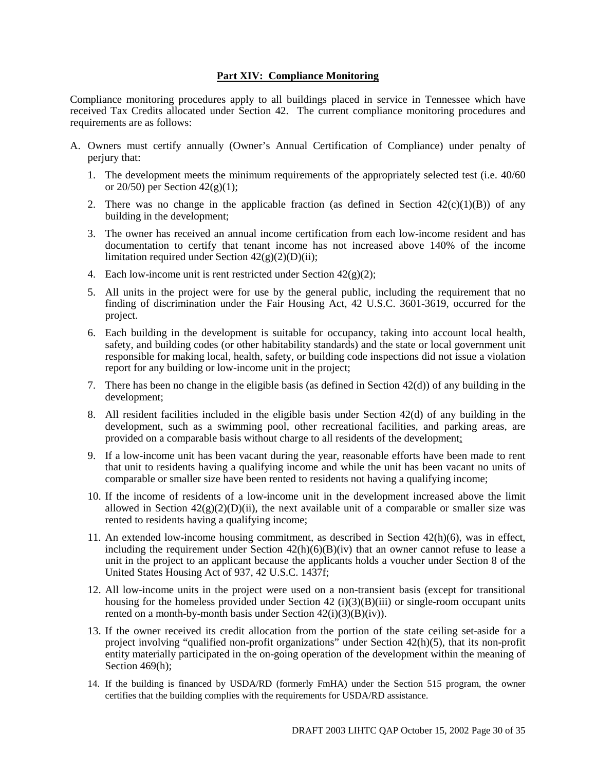## Part XIV: Compliance Monitoring

Compliance monitoring procedures apply to all buildings placed in service in Tennessee which have received Tax Credits allocated under Section 42. The current compliance monitoring procedures and requirements are as follows:

A. Owners must certify annually (Owner's Annual Certification of Compliance) under penalty of perjury that:

   1. The development meets the minimum requirements of the appropriately selected test (i.e. 40/60 or 20/50) per Section 42(g)(1);
   2. There was no change in the applicable fraction (as defined in Section 42(c)(1)(B)) of any building in the development;
   3. The owner has received an annual income certification from each low-income resident and has documentation to certify that tenant income has not increased above 140% of the income limitation required under Section 42(g)(2)(D)(ii);
   4. Each low-income unit is rent restricted under Section 42(g)(2);
   5. All units in the project were for use by the general public, including the requirement that no finding of discrimination under the Fair Housing Act, 42 U.S.C. 3601-3619, occurred for the project.
   6. Each building in the development is suitable for occupancy, taking into account local health, safety, and building codes (or other habitability standards) and the state or local government unit responsible for making local, health, safety, or building code inspections did not issue a violation report for any building or low-income unit in the project;
   7. There has been no change in the eligible basis (as defined in Section 42(d)) of any building in the development;
   8. All resident facilities included in the eligible basis under Section 42(d) of any building in the development, such as a swimming pool, other recreational facilities, and parking areas, are provided on a comparable basis without charge to all residents of the development;
   9. If a low-income unit has been vacant during the year, reasonable efforts have been made to rent that unit to residents having a qualifying income and while the unit has been vacant no units of comparable or smaller size have been rented to residents not having a qualifying income;
   10. If the income of residents of a low-income unit in the development increased above the limit allowed in Section 42(g)(2)(D)(ii), the next available unit of a comparable or smaller size was rented to residents having a qualifying income;
   11. An extended low-income housing commitment, as described in Section 42(h)(6), was in effect, including the requirement under Section 42(h)(6)(B)(iv) that an owner cannot refuse to lease a unit in the project to an applicant because the applicants holds a voucher under Section 8 of the United States Housing Act of 937, 42 U.S.C. 1437f;
   12. All low-income units in the project were used on a non-transient basis (except for transitional housing for the homeless provided under Section 42 (i)(3)(B)(iii) or single-room occupant units rented on a month-by-month basis under Section 42(i)(3)(B)(iv)).
   13. If the owner received its credit allocation from the portion of the state ceiling set-aside for a project involving "qualified non-profit organizations" under Section 42(h)(5), that its non-profit entity materially participated in the on-going operation of the development within the meaning of Section 469(h);
   14. If the building is financed by USDA/RD (formerly FmHA) under the Section 515 program, the owner certifies that the building complies with the requirements for USDA/RD assistance.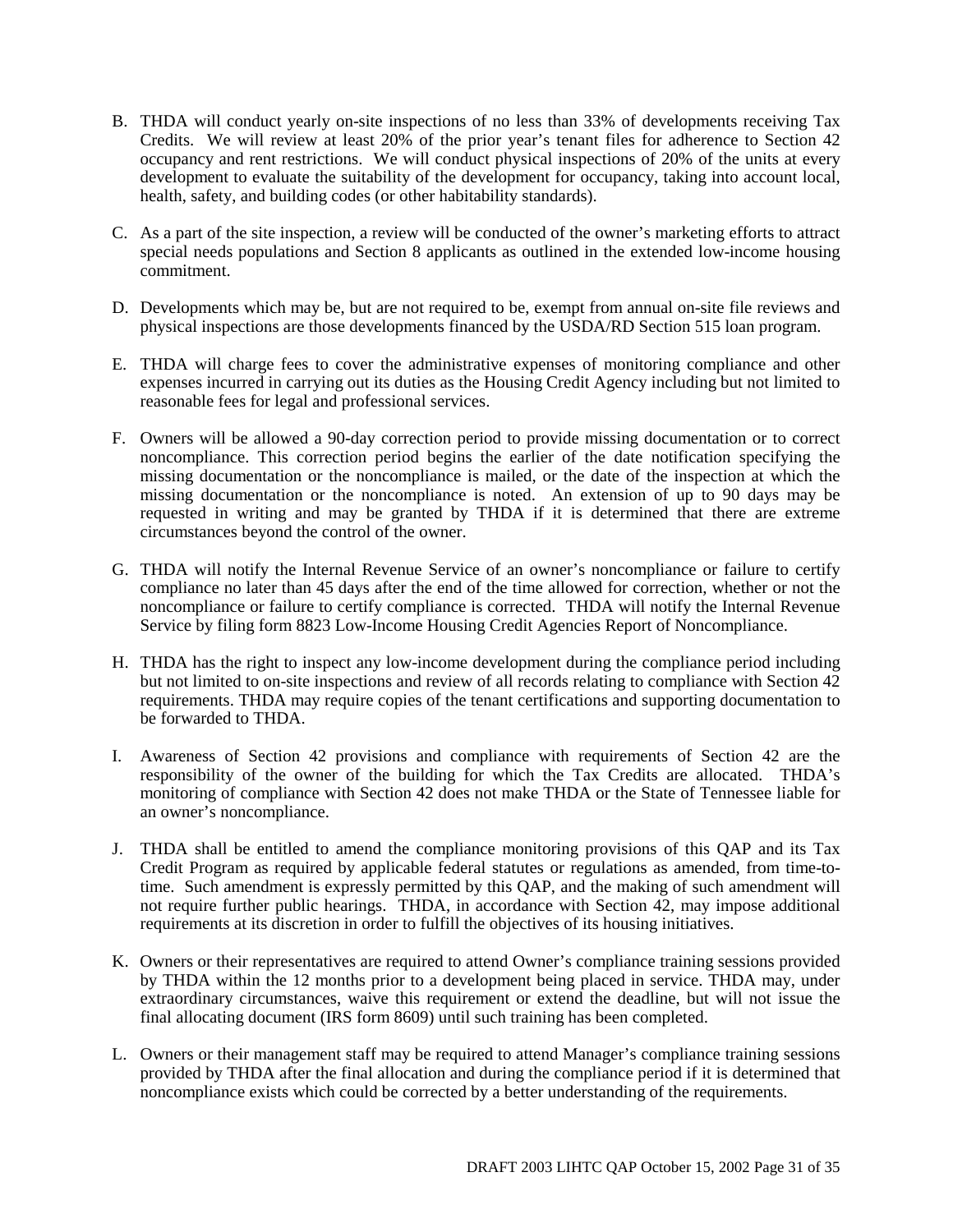B. THDA will conduct yearly on-site inspections of no less than 33% of developments receiving Tax Credits. We will review at least 20% of the prior year's tenant files for adherence to Section 42 occupancy and rent restrictions. We will conduct physical inspections of 20% of the units at every development to evaluate the suitability of the development for occupancy, taking into account local, health, safety, and building codes (or other habitability standards).

C. As a part of the site inspection, a review will be conducted of the owner's marketing efforts to attract special needs populations and Section 8 applicants as outlined in the extended low-income housing commitment.

D. Developments which may be, but are not required to be, exempt from annual on-site file reviews and physical inspections are those developments financed by the USDA/RD Section 515 loan program.

E. THDA will charge fees to cover the administrative expenses of monitoring compliance and other expenses incurred in carrying out its duties as the Housing Credit Agency including but not limited to reasonable fees for legal and professional services.

F. Owners will be allowed a 90-day correction period to provide missing documentation or to correct noncompliance. This correction period begins the earlier of the date notification specifying the missing documentation or the noncompliance is mailed, or the date of the inspection at which the missing documentation or the noncompliance is noted. An extension of up to 90 days may be requested in writing and may be granted by THDA if it is determined that there are extreme circumstances beyond the control of the owner.

G. THDA will notify the Internal Revenue Service of an owner's noncompliance or failure to certify compliance no later than 45 days after the end of the time allowed for correction, whether or not the noncompliance or failure to certify compliance is corrected. THDA will notify the Internal Revenue Service by filing form 8823 Low-Income Housing Credit Agencies Report of Noncompliance.

H. THDA has the right to inspect any low-income development during the compliance period including but not limited to on-site inspections and review of all records relating to compliance with Section 42 requirements. THDA may require copies of the tenant certifications and supporting documentation to be forwarded to THDA.

I. Awareness of Section 42 provisions and compliance with requirements of Section 42 are the responsibility of the owner of the building for which the Tax Credits are allocated. THDA's monitoring of compliance with Section 42 does not make THDA or the State of Tennessee liable for an owner's noncompliance.

J. THDA shall be entitled to amend the compliance monitoring provisions of this QAP and its Tax Credit Program as required by applicable federal statutes or regulations as amended, from time-to-time. Such amendment is expressly permitted by this QAP, and the making of such amendment will not require further public hearings. THDA, in accordance with Section 42, may impose additional requirements at its discretion in order to fulfill the objectives of its housing initiatives.

K. Owners or their representatives are required to attend Owner's compliance training sessions provided by THDA within the 12 months prior to a development being placed in service. THDA may, under extraordinary circumstances, waive this requirement or extend the deadline, but will not issue the final allocating document (IRS form 8609) until such training has been completed.

L. Owners or their management staff may be required to attend Manager's compliance training sessions provided by THDA after the final allocation and during the compliance period if it is determined that noncompliance exists which could be corrected by a better understanding of the requirements.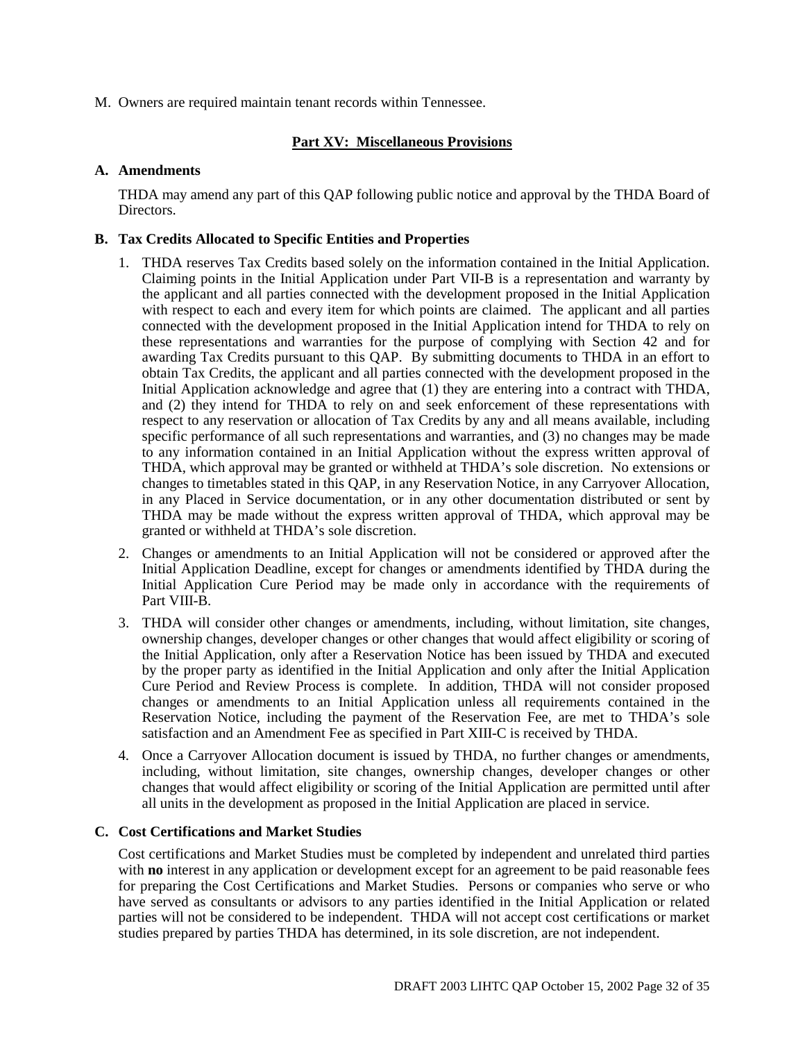M. Owners are required maintain tenant records within Tennessee.

## Part XV: Miscellaneous Provisions

**A. Amendments**

THDA may amend any part of this QAP following public notice and approval by the THDA Board of Directors.

**B. Tax Credits Allocated to Specific Entities and Properties**

1. THDA reserves Tax Credits based solely on the information contained in the Initial Application. Claiming points in the Initial Application under Part VII-B is a representation and warranty by the applicant and all parties connected with the development proposed in the Initial Application with respect to each and every item for which points are claimed. The applicant and all parties connected with the development proposed in the Initial Application intend for THDA to rely on these representations and warranties for the purpose of complying with Section 42 and for awarding Tax Credits pursuant to this QAP. By submitting documents to THDA in an effort to obtain Tax Credits, the applicant and all parties connected with the development proposed in the Initial Application acknowledge and agree that (1) they are entering into a contract with THDA, and (2) they intend for THDA to rely on and seek enforcement of these representations with respect to any reservation or allocation of Tax Credits by any and all means available, including specific performance of all such representations and warranties, and (3) no changes may be made to any information contained in an Initial Application without the express written approval of THDA, which approval may be granted or withheld at THDA's sole discretion. No extensions or changes to timetables stated in this QAP, in any Reservation Notice, in any Carryover Allocation, in any Placed in Service documentation, or in any other documentation distributed or sent by THDA may be made without the express written approval of THDA, which approval may be granted or withheld at THDA's sole discretion.
2. Changes or amendments to an Initial Application will not be considered or approved after the Initial Application Deadline, except for changes or amendments identified by THDA during the Initial Application Cure Period may be made only in accordance with the requirements of Part VIII-B.
3. THDA will consider other changes or amendments, including, without limitation, site changes, ownership changes, developer changes or other changes that would affect eligibility or scoring of the Initial Application, only after a Reservation Notice has been issued by THDA and executed by the proper party as identified in the Initial Application and only after the Initial Application Cure Period and Review Process is complete. In addition, THDA will not consider proposed changes or amendments to an Initial Application unless all requirements contained in the Reservation Notice, including the payment of the Reservation Fee, are met to THDA's sole satisfaction and an Amendment Fee as specified in Part XIII-C is received by THDA.
4. Once a Carryover Allocation document is issued by THDA, no further changes or amendments, including, without limitation, site changes, ownership changes, developer changes or other changes that would affect eligibility or scoring of the Initial Application are permitted until after all units in the development as proposed in the Initial Application are placed in service.

**C. Cost Certifications and Market Studies**

Cost certifications and Market Studies must be completed by independent and unrelated third parties with **no** interest in any application or development except for an agreement to be paid reasonable fees for preparing the Cost Certifications and Market Studies. Persons or companies who serve or who have served as consultants or advisors to any parties identified in the Initial Application or related parties will not be considered to be independent. THDA will not accept cost certifications or market studies prepared by parties THDA has determined, in its sole discretion, are not independent.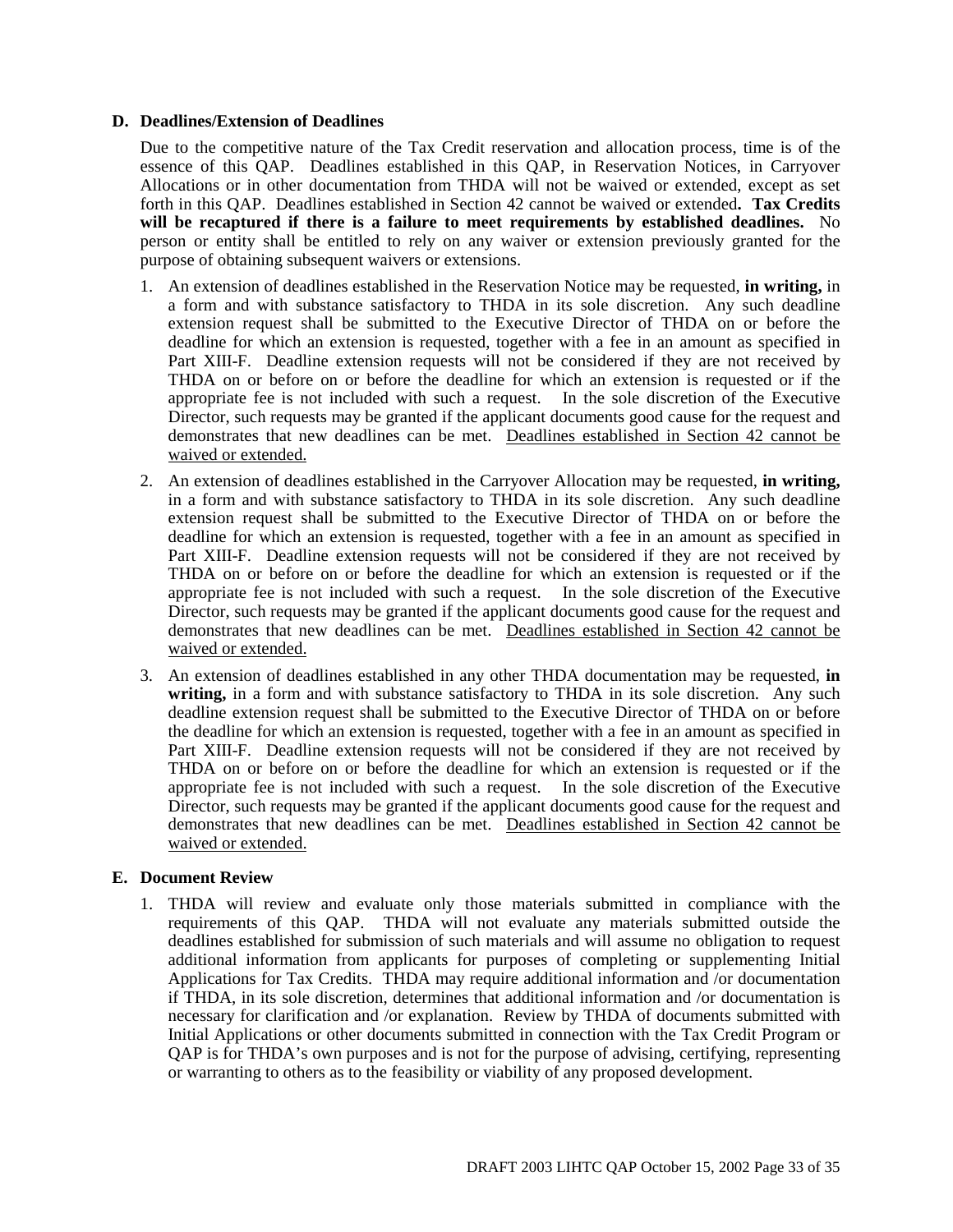### D. Deadlines/Extension of Deadlines

Due to the competitive nature of the Tax Credit reservation and allocation process, time is of the essence of this QAP. Deadlines established in this QAP, in Reservation Notices, in Carryover Allocations or in other documentation from THDA will not be waived or extended, except as set forth in this QAP. Deadlines established in Section 42 cannot be waived or extended**. Tax Credits will be recaptured if there is a failure to meet requirements by established deadlines.** No person or entity shall be entitled to rely on any waiver or extension previously granted for the purpose of obtaining subsequent waivers or extensions.

1. An extension of deadlines established in the Reservation Notice may be requested, **in writing,** in a form and with substance satisfactory to THDA in its sole discretion. Any such deadline extension request shall be submitted to the Executive Director of THDA on or before the deadline for which an extension is requested, together with a fee in an amount as specified in Part XIII-F. Deadline extension requests will not be considered if they are not received by THDA on or before on or before the deadline for which an extension is requested or if the appropriate fee is not included with such a request. In the sole discretion of the Executive Director, such requests may be granted if the applicant documents good cause for the request and demonstrates that new deadlines can be met. <u>Deadlines established in Section 42 cannot be waived or extended.</u>
2. An extension of deadlines established in the Carryover Allocation may be requested, **in writing,** in a form and with substance satisfactory to THDA in its sole discretion. Any such deadline extension request shall be submitted to the Executive Director of THDA on or before the deadline for which an extension is requested, together with a fee in an amount as specified in Part XIII-F. Deadline extension requests will not be considered if they are not received by THDA on or before on or before the deadline for which an extension is requested or if the appropriate fee is not included with such a request. In the sole discretion of the Executive Director, such requests may be granted if the applicant documents good cause for the request and demonstrates that new deadlines can be met. <u>Deadlines established in Section 42 cannot be waived or extended.</u>
3. An extension of deadlines established in any other THDA documentation may be requested, **in writing,** in a form and with substance satisfactory to THDA in its sole discretion. Any such deadline extension request shall be submitted to the Executive Director of THDA on or before the deadline for which an extension is requested, together with a fee in an amount as specified in Part XIII-F. Deadline extension requests will not be considered if they are not received by THDA on or before on or before the deadline for which an extension is requested or if the appropriate fee is not included with such a request. In the sole discretion of the Executive Director, such requests may be granted if the applicant documents good cause for the request and demonstrates that new deadlines can be met. <u>Deadlines established in Section 42 cannot be waived or extended.</u>

### E. Document Review

1. THDA will review and evaluate only those materials submitted in compliance with the requirements of this QAP. THDA will not evaluate any materials submitted outside the deadlines established for submission of such materials and will assume no obligation to request additional information from applicants for purposes of completing or supplementing Initial Applications for Tax Credits. THDA may require additional information and /or documentation if THDA, in its sole discretion, determines that additional information and /or documentation is necessary for clarification and /or explanation. Review by THDA of documents submitted with Initial Applications or other documents submitted in connection with the Tax Credit Program or QAP is for THDA's own purposes and is not for the purpose of advising, certifying, representing or warranting to others as to the feasibility or viability of any proposed development.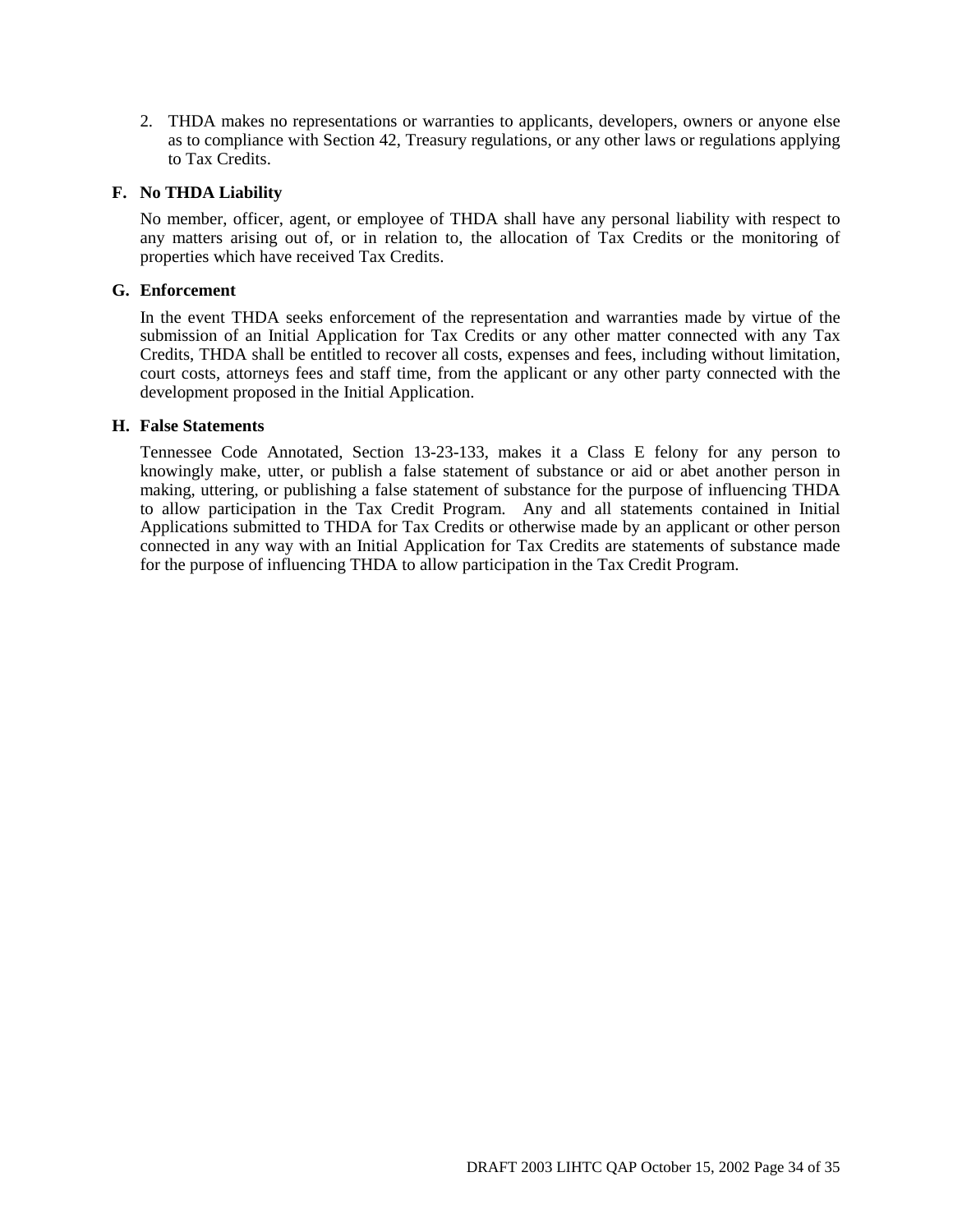2. THDA makes no representations or warranties to applicants, developers, owners or anyone else as to compliance with Section 42, Treasury regulations, or any other laws or regulations applying to Tax Credits.

**F. No THDA Liability**

No member, officer, agent, or employee of THDA shall have any personal liability with respect to any matters arising out of, or in relation to, the allocation of Tax Credits or the monitoring of properties which have received Tax Credits.

**G. Enforcement**

In the event THDA seeks enforcement of the representation and warranties made by virtue of the submission of an Initial Application for Tax Credits or any other matter connected with any Tax Credits, THDA shall be entitled to recover all costs, expenses and fees, including without limitation, court costs, attorneys fees and staff time, from the applicant or any other party connected with the development proposed in the Initial Application.

**H. False Statements**

Tennessee Code Annotated, Section 13-23-133, makes it a Class E felony for any person to knowingly make, utter, or publish a false statement of substance or aid or abet another person in making, uttering, or publishing a false statement of substance for the purpose of influencing THDA to allow participation in the Tax Credit Program. Any and all statements contained in Initial Applications submitted to THDA for Tax Credits or otherwise made by an applicant or other person connected in any way with an Initial Application for Tax Credits are statements of substance made for the purpose of influencing THDA to allow participation in the Tax Credit Program.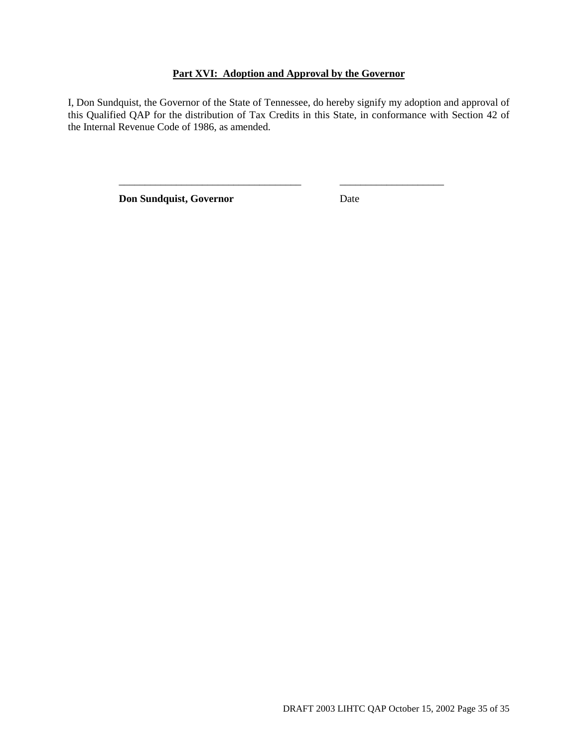## Part XVI: Adoption and Approval by the Governor

I, Don Sundquist, the Governor of the State of Tennessee, do hereby signify my adoption and approval of this Qualified QAP for the distribution of Tax Credits in this State, in conformance with Section 42 of the Internal Revenue Code of 1986, as amended.

\_\_\_\_\_\_\_\_\_\_\_\_\_\_\_\_\_\_\_\_\_\_\_\_\_\_\_\_\_\_\_\_\_\_\_\_ \_\_\_\_\_\_\_\_\_\_\_\_\_\_\_\_\_\_\_\_\_

**Don Sundquist, Governor** Date